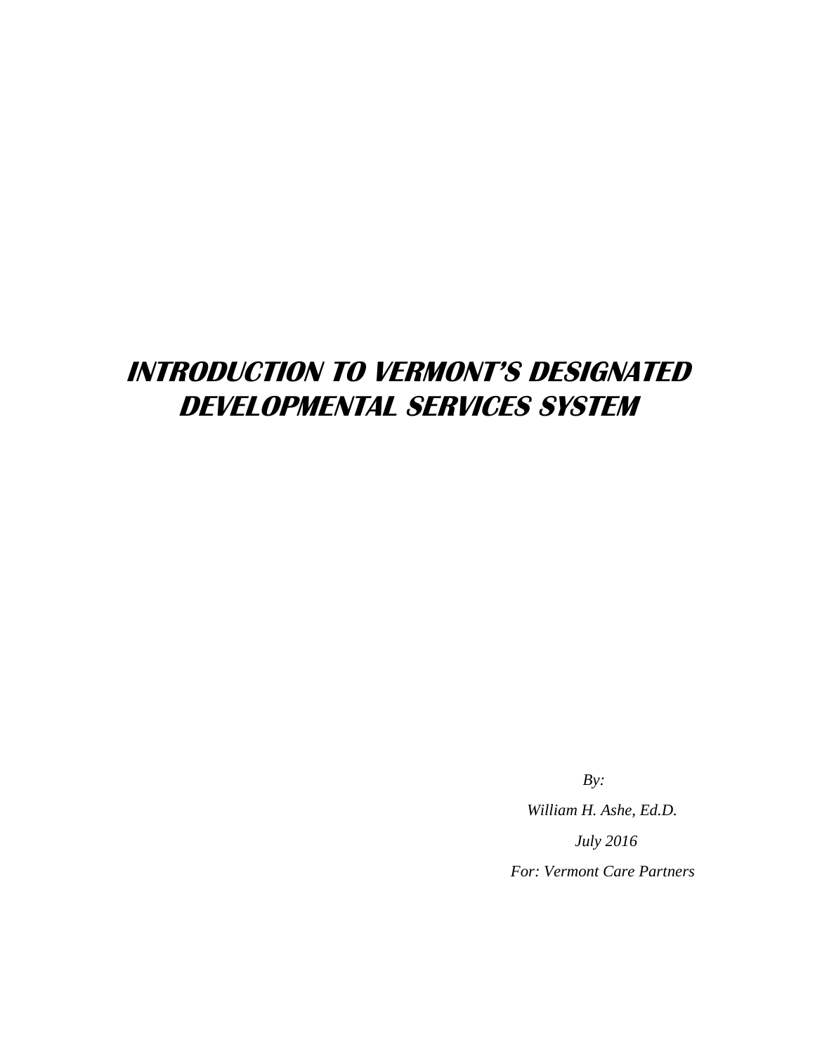# *INTRODUCTION TO VERMONT'S DESIGNATED DEVELOPMENTAL SERVICES SYSTEM*

*By:*

*William H. Ashe, Ed.D.*

*July 2016*

*For: Vermont Care Partners*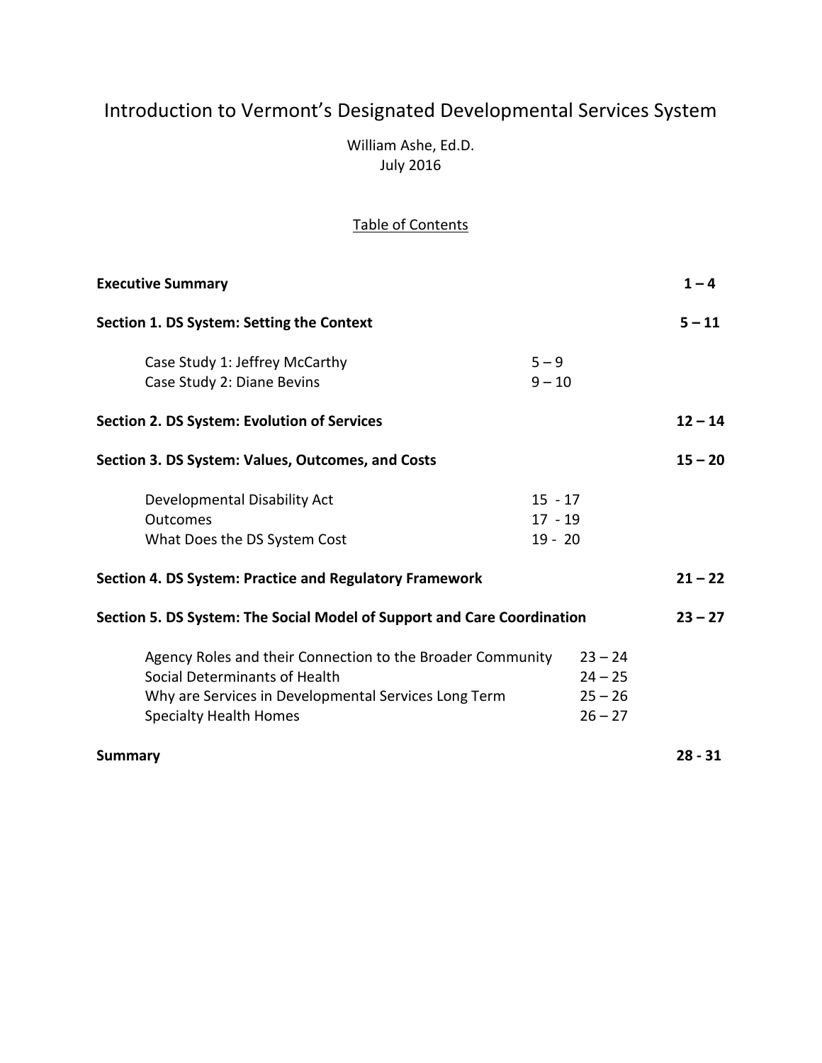# Introduction to Vermont's Designated Developmental Services System

William Ashe, Ed.D.
July 2016

## Table of Contents

| | | |
|---|---|---|
| **Executive Summary** | | **1 – 4** |
| **Section 1. DS System: Setting the Context** | | **5 – 11** |
| Case Study 1: Jeffrey McCarthy | 5 – 9 | |
| Case Study 2: Diane Bevins | 9 – 10 | |
| **Section 2. DS System: Evolution of Services** | | **12 – 14** |
| **Section 3. DS System: Values, Outcomes, and Costs** | | **15 – 20** |
| Developmental Disability Act | 15 - 17 | |
| Outcomes | 17 - 19 | |
| What Does the DS System Cost | 19 - 20 | |
| **Section 4. DS System: Practice and Regulatory Framework** | | **21 – 22** |
| **Section 5. DS System: The Social Model of Support and Care Coordination** | | **23 – 27** |
| Agency Roles and their Connection to the Broader Community | 23 – 24 | |
| Social Determinants of Health | 24 – 25 | |
| Why are Services in Developmental Services Long Term | 25 – 26 | |
| Specialty Health Homes | 26 – 27 | |
| **Summary** | | **28 - 31** |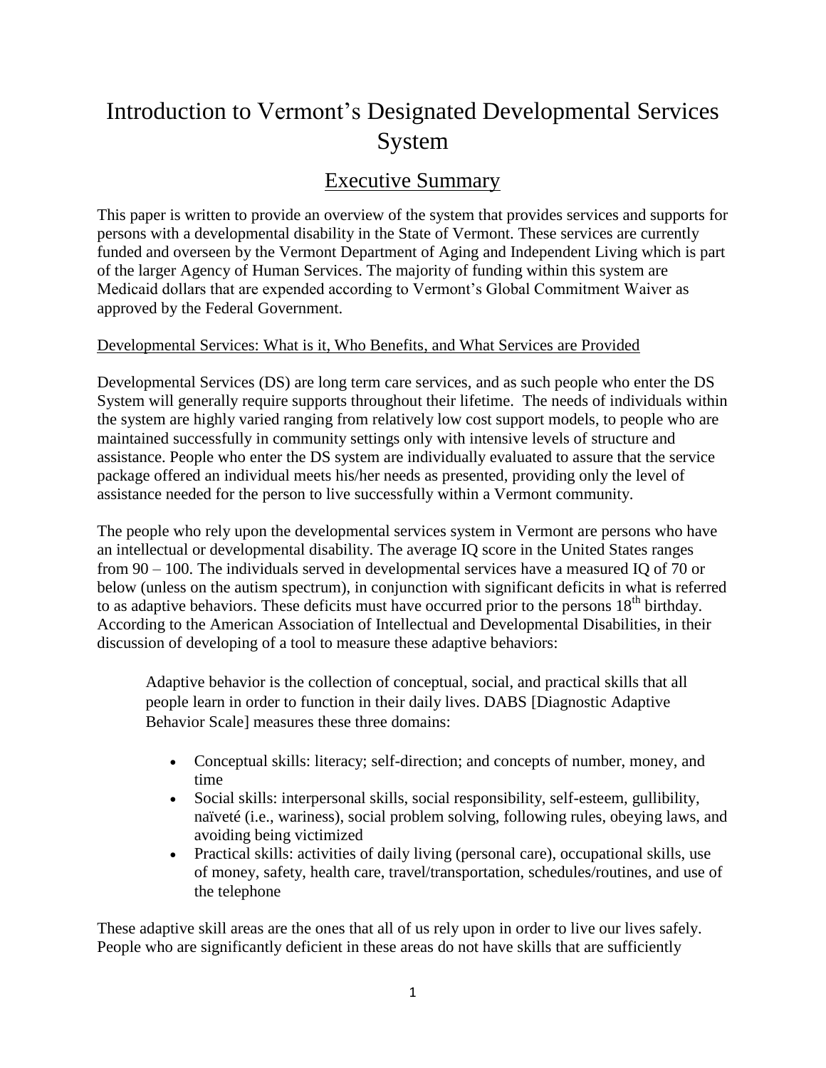# Introduction to Vermont's Designated Developmental Services System

## Executive Summary

This paper is written to provide an overview of the system that provides services and supports for persons with a developmental disability in the State of Vermont. These services are currently funded and overseen by the Vermont Department of Aging and Independent Living which is part of the larger Agency of Human Services. The majority of funding within this system are Medicaid dollars that are expended according to Vermont's Global Commitment Waiver as approved by the Federal Government.

<u>Developmental Services: What is it, Who Benefits, and What Services are Provided</u>

Developmental Services (DS) are long term care services, and as such people who enter the DS System will generally require supports throughout their lifetime. The needs of individuals within the system are highly varied ranging from relatively low cost support models, to people who are maintained successfully in community settings only with intensive levels of structure and assistance. People who enter the DS system are individually evaluated to assure that the service package offered an individual meets his/her needs as presented, providing only the level of assistance needed for the person to live successfully within a Vermont community.

The people who rely upon the developmental services system in Vermont are persons who have an intellectual or developmental disability. The average IQ score in the United States ranges from 90 – 100. The individuals served in developmental services have a measured IQ of 70 or below (unless on the autism spectrum), in conjunction with significant deficits in what is referred to as adaptive behaviors. These deficits must have occurred prior to the persons 18th birthday. According to the American Association of Intellectual and Developmental Disabilities, in their discussion of developing of a tool to measure these adaptive behaviors:

> Adaptive behavior is the collection of conceptual, social, and practical skills that all people learn in order to function in their daily lives. DABS [Diagnostic Adaptive Behavior Scale] measures these three domains:
>
> - Conceptual skills: literacy; self-direction; and concepts of number, money, and time
> - Social skills: interpersonal skills, social responsibility, self-esteem, gullibility, naïveté (i.e., wariness), social problem solving, following rules, obeying laws, and avoiding being victimized
> - Practical skills: activities of daily living (personal care), occupational skills, use of money, safety, health care, travel/transportation, schedules/routines, and use of the telephone

These adaptive skill areas are the ones that all of us rely upon in order to live our lives safely. People who are significantly deficient in these areas do not have skills that are sufficiently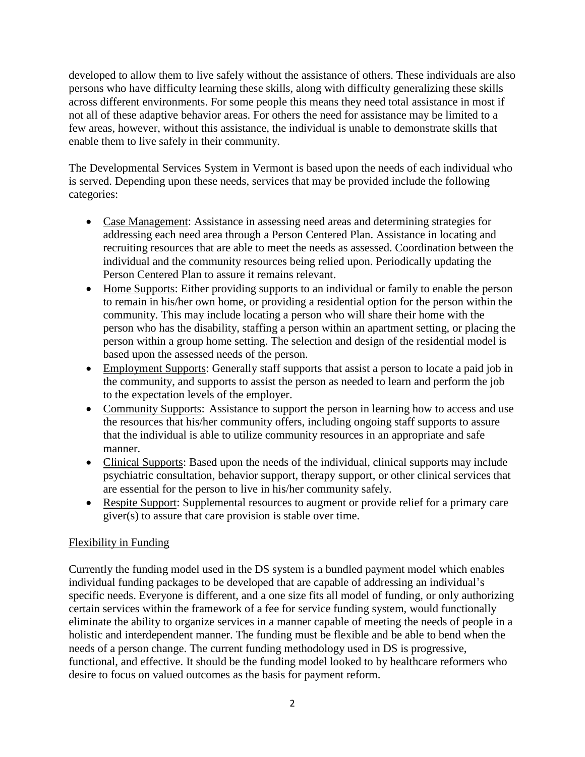developed to allow them to live safely without the assistance of others. These individuals are also persons who have difficulty learning these skills, along with difficulty generalizing these skills across different environments. For some people this means they need total assistance in most if not all of these adaptive behavior areas. For others the need for assistance may be limited to a few areas, however, without this assistance, the individual is unable to demonstrate skills that enable them to live safely in their community.

The Developmental Services System in Vermont is based upon the needs of each individual who is served. Depending upon these needs, services that may be provided include the following categories:

- Case Management: Assistance in assessing need areas and determining strategies for addressing each need area through a Person Centered Plan. Assistance in locating and recruiting resources that are able to meet the needs as assessed. Coordination between the individual and the community resources being relied upon. Periodically updating the Person Centered Plan to assure it remains relevant.
- Home Supports: Either providing supports to an individual or family to enable the person to remain in his/her own home, or providing a residential option for the person within the community. This may include locating a person who will share their home with the person who has the disability, staffing a person within an apartment setting, or placing the person within a group home setting. The selection and design of the residential model is based upon the assessed needs of the person.
- Employment Supports: Generally staff supports that assist a person to locate a paid job in the community, and supports to assist the person as needed to learn and perform the job to the expectation levels of the employer.
- Community Supports: Assistance to support the person in learning how to access and use the resources that his/her community offers, including ongoing staff supports to assure that the individual is able to utilize community resources in an appropriate and safe manner.
- Clinical Supports: Based upon the needs of the individual, clinical supports may include psychiatric consultation, behavior support, therapy support, or other clinical services that are essential for the person to live in his/her community safely.
- Respite Support: Supplemental resources to augment or provide relief for a primary care giver(s) to assure that care provision is stable over time.

## Flexibility in Funding

Currently the funding model used in the DS system is a bundled payment model which enables individual funding packages to be developed that are capable of addressing an individual's specific needs. Everyone is different, and a one size fits all model of funding, or only authorizing certain services within the framework of a fee for service funding system, would functionally eliminate the ability to organize services in a manner capable of meeting the needs of people in a holistic and interdependent manner. The funding must be flexible and be able to bend when the needs of a person change. The current funding methodology used in DS is progressive, functional, and effective. It should be the funding model looked to by healthcare reformers who desire to focus on valued outcomes as the basis for payment reform.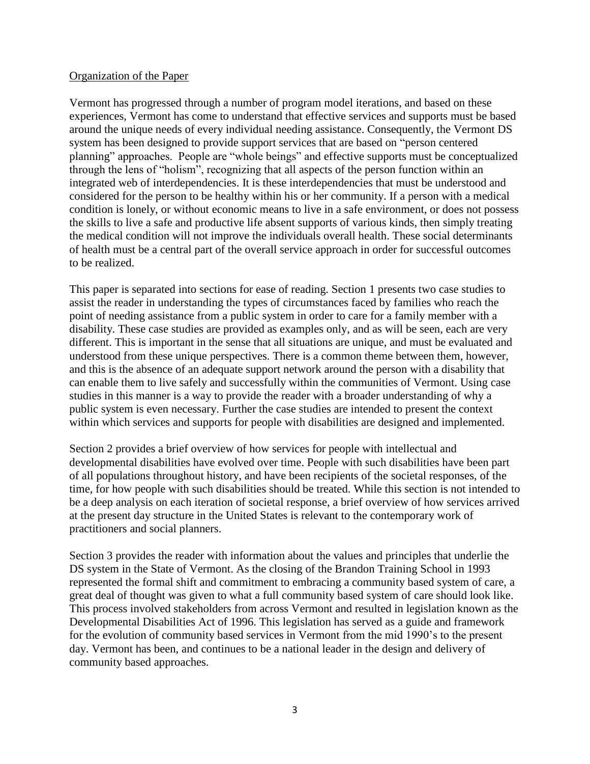## Organization of the Paper

Vermont has progressed through a number of program model iterations, and based on these experiences, Vermont has come to understand that effective services and supports must be based around the unique needs of every individual needing assistance. Consequently, the Vermont DS system has been designed to provide support services that are based on "person centered planning" approaches. People are "whole beings" and effective supports must be conceptualized through the lens of "holism", recognizing that all aspects of the person function within an integrated web of interdependencies. It is these interdependencies that must be understood and considered for the person to be healthy within his or her community. If a person with a medical condition is lonely, or without economic means to live in a safe environment, or does not possess the skills to live a safe and productive life absent supports of various kinds, then simply treating the medical condition will not improve the individuals overall health. These social determinants of health must be a central part of the overall service approach in order for successful outcomes to be realized.

This paper is separated into sections for ease of reading. Section 1 presents two case studies to assist the reader in understanding the types of circumstances faced by families who reach the point of needing assistance from a public system in order to care for a family member with a disability. These case studies are provided as examples only, and as will be seen, each are very different. This is important in the sense that all situations are unique, and must be evaluated and understood from these unique perspectives. There is a common theme between them, however, and this is the absence of an adequate support network around the person with a disability that can enable them to live safely and successfully within the communities of Vermont. Using case studies in this manner is a way to provide the reader with a broader understanding of why a public system is even necessary. Further the case studies are intended to present the context within which services and supports for people with disabilities are designed and implemented.

Section 2 provides a brief overview of how services for people with intellectual and developmental disabilities have evolved over time. People with such disabilities have been part of all populations throughout history, and have been recipients of the societal responses, of the time, for how people with such disabilities should be treated. While this section is not intended to be a deep analysis on each iteration of societal response, a brief overview of how services arrived at the present day structure in the United States is relevant to the contemporary work of practitioners and social planners.

Section 3 provides the reader with information about the values and principles that underlie the DS system in the State of Vermont. As the closing of the Brandon Training School in 1993 represented the formal shift and commitment to embracing a community based system of care, a great deal of thought was given to what a full community based system of care should look like. This process involved stakeholders from across Vermont and resulted in legislation known as the Developmental Disabilities Act of 1996. This legislation has served as a guide and framework for the evolution of community based services in Vermont from the mid 1990's to the present day. Vermont has been, and continues to be a national leader in the design and delivery of community based approaches.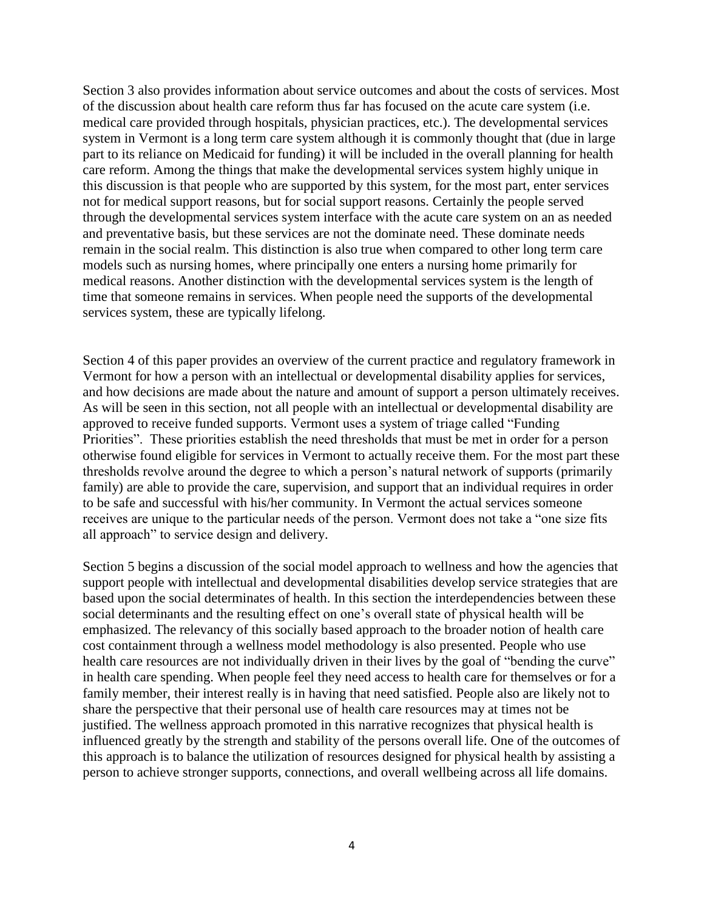Section 3 also provides information about service outcomes and about the costs of services. Most of the discussion about health care reform thus far has focused on the acute care system (i.e. medical care provided through hospitals, physician practices, etc.). The developmental services system in Vermont is a long term care system although it is commonly thought that (due in large part to its reliance on Medicaid for funding) it will be included in the overall planning for health care reform. Among the things that make the developmental services system highly unique in this discussion is that people who are supported by this system, for the most part, enter services not for medical support reasons, but for social support reasons. Certainly the people served through the developmental services system interface with the acute care system on an as needed and preventative basis, but these services are not the dominate need. These dominate needs remain in the social realm. This distinction is also true when compared to other long term care models such as nursing homes, where principally one enters a nursing home primarily for medical reasons. Another distinction with the developmental services system is the length of time that someone remains in services. When people need the supports of the developmental services system, these are typically lifelong.

Section 4 of this paper provides an overview of the current practice and regulatory framework in Vermont for how a person with an intellectual or developmental disability applies for services, and how decisions are made about the nature and amount of support a person ultimately receives. As will be seen in this section, not all people with an intellectual or developmental disability are approved to receive funded supports. Vermont uses a system of triage called "Funding Priorities". These priorities establish the need thresholds that must be met in order for a person otherwise found eligible for services in Vermont to actually receive them. For the most part these thresholds revolve around the degree to which a person's natural network of supports (primarily family) are able to provide the care, supervision, and support that an individual requires in order to be safe and successful with his/her community. In Vermont the actual services someone receives are unique to the particular needs of the person. Vermont does not take a "one size fits all approach" to service design and delivery.

Section 5 begins a discussion of the social model approach to wellness and how the agencies that support people with intellectual and developmental disabilities develop service strategies that are based upon the social determinates of health. In this section the interdependencies between these social determinants and the resulting effect on one's overall state of physical health will be emphasized. The relevancy of this socially based approach to the broader notion of health care cost containment through a wellness model methodology is also presented. People who use health care resources are not individually driven in their lives by the goal of "bending the curve" in health care spending. When people feel they need access to health care for themselves or for a family member, their interest really is in having that need satisfied. People also are likely not to share the perspective that their personal use of health care resources may at times not be justified. The wellness approach promoted in this narrative recognizes that physical health is influenced greatly by the strength and stability of the persons overall life. One of the outcomes of this approach is to balance the utilization of resources designed for physical health by assisting a person to achieve stronger supports, connections, and overall wellbeing across all life domains.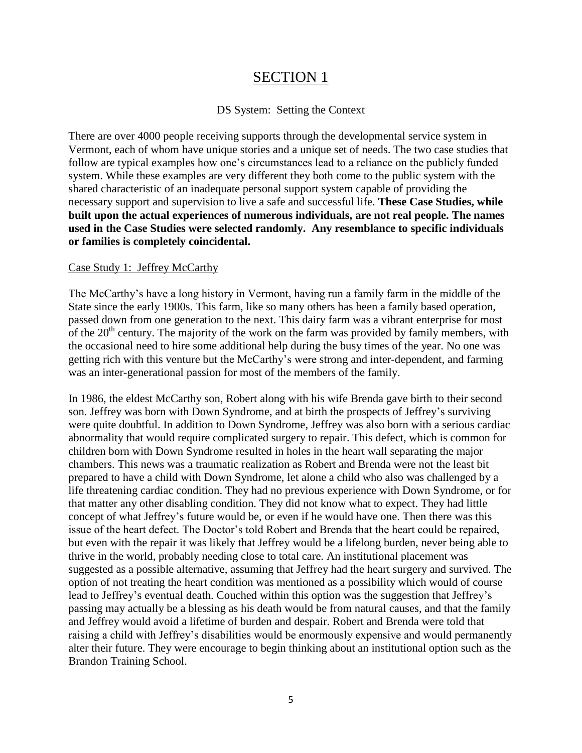# SECTION 1

DS System: Setting the Context

There are over 4000 people receiving supports through the developmental service system in Vermont, each of whom have unique stories and a unique set of needs. The two case studies that follow are typical examples how one's circumstances lead to a reliance on the publicly funded system. While these examples are very different they both come to the public system with the shared characteristic of an inadequate personal support system capable of providing the necessary support and supervision to live a safe and successful life. **These Case Studies, while built upon the actual experiences of numerous individuals, are not real people. The names used in the Case Studies were selected randomly. Any resemblance to specific individuals or families is completely coincidental.**

## Case Study 1: Jeffrey McCarthy

The McCarthy's have a long history in Vermont, having run a family farm in the middle of the State since the early 1900s. This farm, like so many others has been a family based operation, passed down from one generation to the next. This dairy farm was a vibrant enterprise for most of the 20th century. The majority of the work on the farm was provided by family members, with the occasional need to hire some additional help during the busy times of the year. No one was getting rich with this venture but the McCarthy's were strong and inter-dependent, and farming was an inter-generational passion for most of the members of the family.

In 1986, the eldest McCarthy son, Robert along with his wife Brenda gave birth to their second son. Jeffrey was born with Down Syndrome, and at birth the prospects of Jeffrey's surviving were quite doubtful. In addition to Down Syndrome, Jeffrey was also born with a serious cardiac abnormality that would require complicated surgery to repair. This defect, which is common for children born with Down Syndrome resulted in holes in the heart wall separating the major chambers. This news was a traumatic realization as Robert and Brenda were not the least bit prepared to have a child with Down Syndrome, let alone a child who also was challenged by a life threatening cardiac condition. They had no previous experience with Down Syndrome, or for that matter any other disabling condition. They did not know what to expect. They had little concept of what Jeffrey's future would be, or even if he would have one. Then there was this issue of the heart defect. The Doctor's told Robert and Brenda that the heart could be repaired, but even with the repair it was likely that Jeffrey would be a lifelong burden, never being able to thrive in the world, probably needing close to total care. An institutional placement was suggested as a possible alternative, assuming that Jeffrey had the heart surgery and survived. The option of not treating the heart condition was mentioned as a possibility which would of course lead to Jeffrey's eventual death. Couched within this option was the suggestion that Jeffrey's passing may actually be a blessing as his death would be from natural causes, and that the family and Jeffrey would avoid a lifetime of burden and despair. Robert and Brenda were told that raising a child with Jeffrey's disabilities would be enormously expensive and would permanently alter their future. They were encourage to begin thinking about an institutional option such as the Brandon Training School.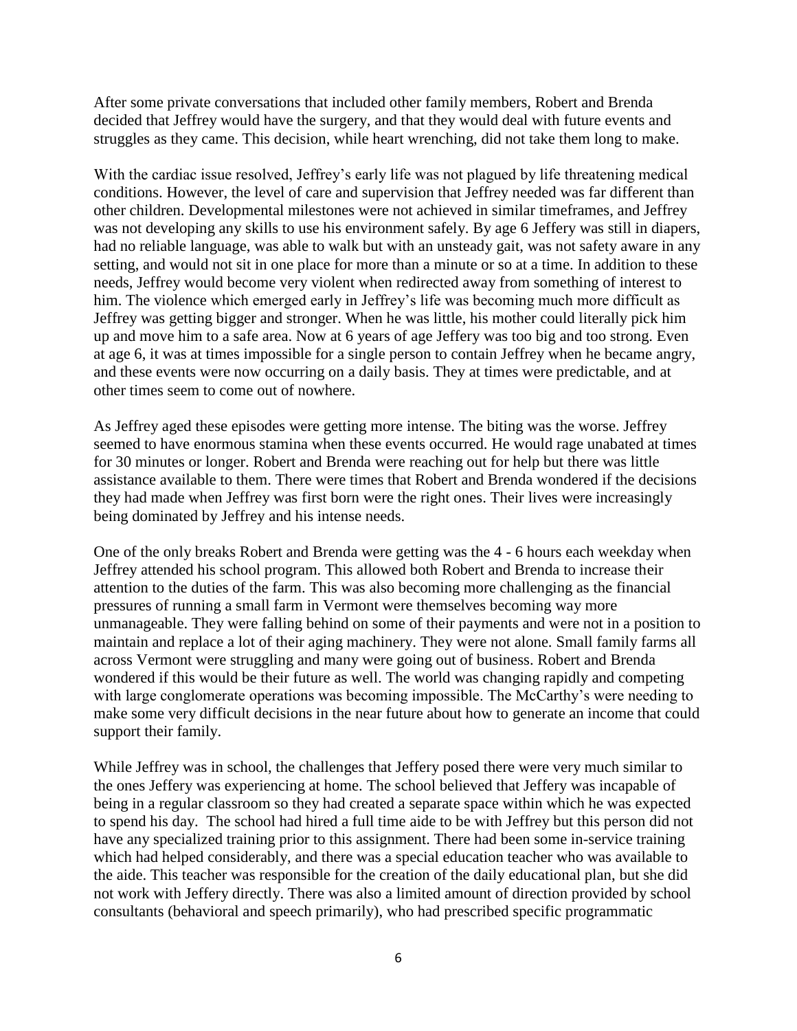After some private conversations that included other family members, Robert and Brenda decided that Jeffrey would have the surgery, and that they would deal with future events and struggles as they came. This decision, while heart wrenching, did not take them long to make.

With the cardiac issue resolved, Jeffrey's early life was not plagued by life threatening medical conditions. However, the level of care and supervision that Jeffrey needed was far different than other children. Developmental milestones were not achieved in similar timeframes, and Jeffrey was not developing any skills to use his environment safely. By age 6 Jeffery was still in diapers, had no reliable language, was able to walk but with an unsteady gait, was not safety aware in any setting, and would not sit in one place for more than a minute or so at a time. In addition to these needs, Jeffrey would become very violent when redirected away from something of interest to him. The violence which emerged early in Jeffrey's life was becoming much more difficult as Jeffrey was getting bigger and stronger. When he was little, his mother could literally pick him up and move him to a safe area. Now at 6 years of age Jeffery was too big and too strong. Even at age 6, it was at times impossible for a single person to contain Jeffrey when he became angry, and these events were now occurring on a daily basis. They at times were predictable, and at other times seem to come out of nowhere.

As Jeffrey aged these episodes were getting more intense. The biting was the worse. Jeffrey seemed to have enormous stamina when these events occurred. He would rage unabated at times for 30 minutes or longer. Robert and Brenda were reaching out for help but there was little assistance available to them. There were times that Robert and Brenda wondered if the decisions they had made when Jeffrey was first born were the right ones. Their lives were increasingly being dominated by Jeffrey and his intense needs.

One of the only breaks Robert and Brenda were getting was the 4 - 6 hours each weekday when Jeffrey attended his school program. This allowed both Robert and Brenda to increase their attention to the duties of the farm. This was also becoming more challenging as the financial pressures of running a small farm in Vermont were themselves becoming way more unmanageable. They were falling behind on some of their payments and were not in a position to maintain and replace a lot of their aging machinery. They were not alone. Small family farms all across Vermont were struggling and many were going out of business. Robert and Brenda wondered if this would be their future as well. The world was changing rapidly and competing with large conglomerate operations was becoming impossible. The McCarthy's were needing to make some very difficult decisions in the near future about how to generate an income that could support their family.

While Jeffrey was in school, the challenges that Jeffery posed there were very much similar to the ones Jeffery was experiencing at home. The school believed that Jeffery was incapable of being in a regular classroom so they had created a separate space within which he was expected to spend his day. The school had hired a full time aide to be with Jeffrey but this person did not have any specialized training prior to this assignment. There had been some in-service training which had helped considerably, and there was a special education teacher who was available to the aide. This teacher was responsible for the creation of the daily educational plan, but she did not work with Jeffery directly. There was also a limited amount of direction provided by school consultants (behavioral and speech primarily), who had prescribed specific programmatic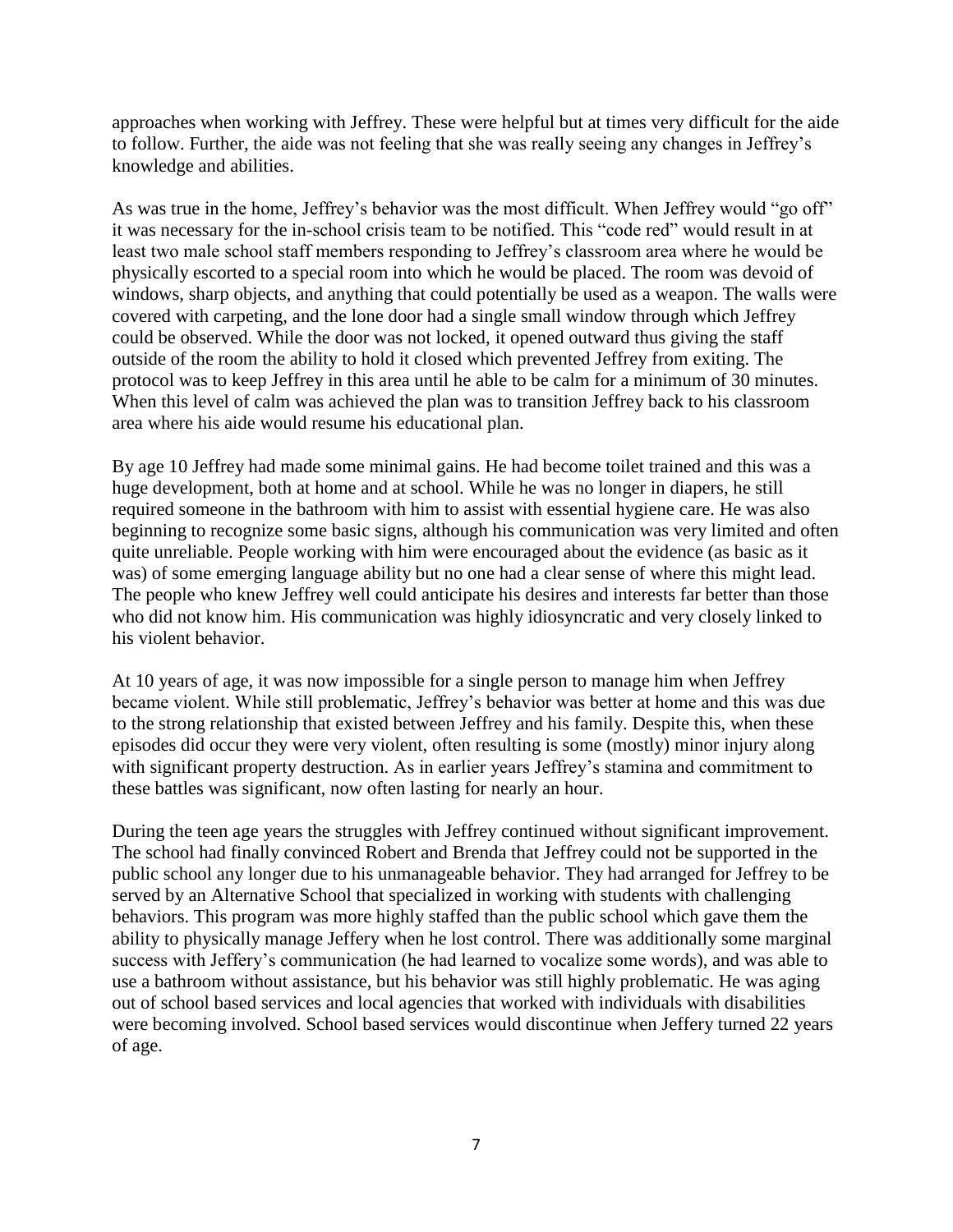approaches when working with Jeffrey. These were helpful but at times very difficult for the aide to follow. Further, the aide was not feeling that she was really seeing any changes in Jeffrey's knowledge and abilities.

As was true in the home, Jeffrey's behavior was the most difficult. When Jeffrey would "go off" it was necessary for the in-school crisis team to be notified. This "code red" would result in at least two male school staff members responding to Jeffrey's classroom area where he would be physically escorted to a special room into which he would be placed. The room was devoid of windows, sharp objects, and anything that could potentially be used as a weapon. The walls were covered with carpeting, and the lone door had a single small window through which Jeffrey could be observed. While the door was not locked, it opened outward thus giving the staff outside of the room the ability to hold it closed which prevented Jeffrey from exiting. The protocol was to keep Jeffrey in this area until he able to be calm for a minimum of 30 minutes. When this level of calm was achieved the plan was to transition Jeffrey back to his classroom area where his aide would resume his educational plan.

By age 10 Jeffrey had made some minimal gains. He had become toilet trained and this was a huge development, both at home and at school. While he was no longer in diapers, he still required someone in the bathroom with him to assist with essential hygiene care. He was also beginning to recognize some basic signs, although his communication was very limited and often quite unreliable. People working with him were encouraged about the evidence (as basic as it was) of some emerging language ability but no one had a clear sense of where this might lead. The people who knew Jeffrey well could anticipate his desires and interests far better than those who did not know him. His communication was highly idiosyncratic and very closely linked to his violent behavior.

At 10 years of age, it was now impossible for a single person to manage him when Jeffrey became violent. While still problematic, Jeffrey's behavior was better at home and this was due to the strong relationship that existed between Jeffrey and his family. Despite this, when these episodes did occur they were very violent, often resulting is some (mostly) minor injury along with significant property destruction. As in earlier years Jeffrey's stamina and commitment to these battles was significant, now often lasting for nearly an hour.

During the teen age years the struggles with Jeffrey continued without significant improvement. The school had finally convinced Robert and Brenda that Jeffrey could not be supported in the public school any longer due to his unmanageable behavior. They had arranged for Jeffrey to be served by an Alternative School that specialized in working with students with challenging behaviors. This program was more highly staffed than the public school which gave them the ability to physically manage Jeffery when he lost control. There was additionally some marginal success with Jeffery's communication (he had learned to vocalize some words), and was able to use a bathroom without assistance, but his behavior was still highly problematic. He was aging out of school based services and local agencies that worked with individuals with disabilities were becoming involved. School based services would discontinue when Jeffery turned 22 years of age.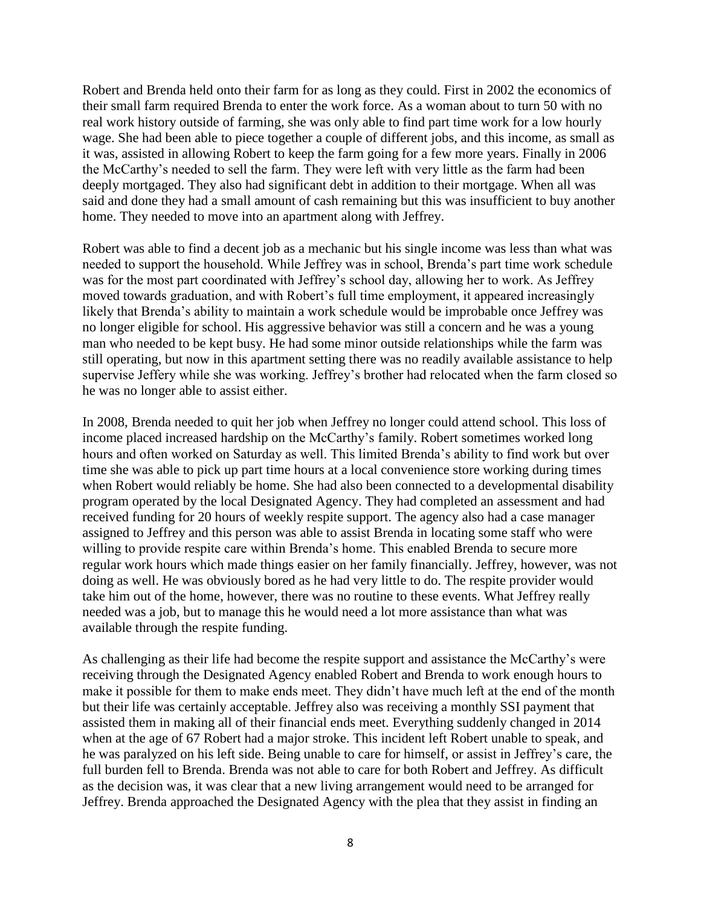Robert and Brenda held onto their farm for as long as they could. First in 2002 the economics of their small farm required Brenda to enter the work force. As a woman about to turn 50 with no real work history outside of farming, she was only able to find part time work for a low hourly wage. She had been able to piece together a couple of different jobs, and this income, as small as it was, assisted in allowing Robert to keep the farm going for a few more years. Finally in 2006 the McCarthy's needed to sell the farm. They were left with very little as the farm had been deeply mortgaged. They also had significant debt in addition to their mortgage. When all was said and done they had a small amount of cash remaining but this was insufficient to buy another home. They needed to move into an apartment along with Jeffrey.

Robert was able to find a decent job as a mechanic but his single income was less than what was needed to support the household. While Jeffrey was in school, Brenda's part time work schedule was for the most part coordinated with Jeffrey's school day, allowing her to work. As Jeffrey moved towards graduation, and with Robert's full time employment, it appeared increasingly likely that Brenda's ability to maintain a work schedule would be improbable once Jeffrey was no longer eligible for school. His aggressive behavior was still a concern and he was a young man who needed to be kept busy. He had some minor outside relationships while the farm was still operating, but now in this apartment setting there was no readily available assistance to help supervise Jeffery while she was working. Jeffrey's brother had relocated when the farm closed so he was no longer able to assist either.

In 2008, Brenda needed to quit her job when Jeffrey no longer could attend school. This loss of income placed increased hardship on the McCarthy's family. Robert sometimes worked long hours and often worked on Saturday as well. This limited Brenda's ability to find work but over time she was able to pick up part time hours at a local convenience store working during times when Robert would reliably be home. She had also been connected to a developmental disability program operated by the local Designated Agency. They had completed an assessment and had received funding for 20 hours of weekly respite support. The agency also had a case manager assigned to Jeffrey and this person was able to assist Brenda in locating some staff who were willing to provide respite care within Brenda's home. This enabled Brenda to secure more regular work hours which made things easier on her family financially. Jeffrey, however, was not doing as well. He was obviously bored as he had very little to do. The respite provider would take him out of the home, however, there was no routine to these events. What Jeffrey really needed was a job, but to manage this he would need a lot more assistance than what was available through the respite funding.

As challenging as their life had become the respite support and assistance the McCarthy's were receiving through the Designated Agency enabled Robert and Brenda to work enough hours to make it possible for them to make ends meet. They didn't have much left at the end of the month but their life was certainly acceptable. Jeffrey also was receiving a monthly SSI payment that assisted them in making all of their financial ends meet. Everything suddenly changed in 2014 when at the age of 67 Robert had a major stroke. This incident left Robert unable to speak, and he was paralyzed on his left side. Being unable to care for himself, or assist in Jeffrey's care, the full burden fell to Brenda. Brenda was not able to care for both Robert and Jeffrey. As difficult as the decision was, it was clear that a new living arrangement would need to be arranged for Jeffrey. Brenda approached the Designated Agency with the plea that they assist in finding an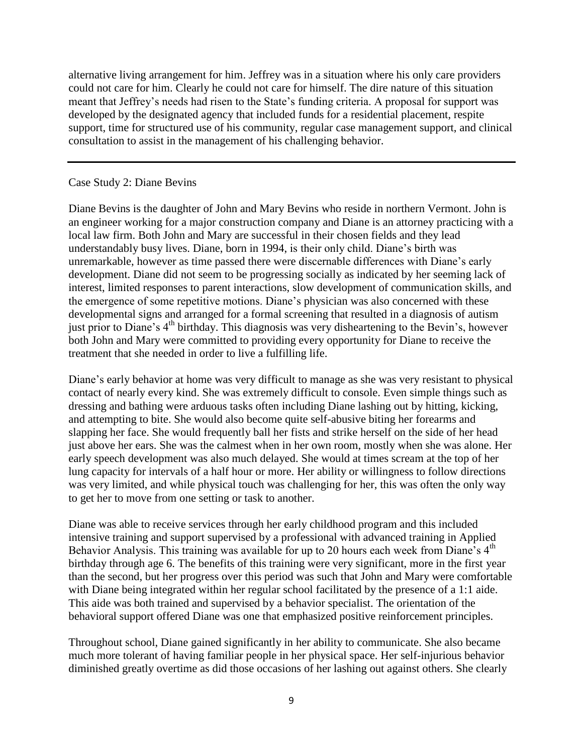alternative living arrangement for him. Jeffrey was in a situation where his only care providers could not care for him. Clearly he could not care for himself. The dire nature of this situation meant that Jeffrey's needs had risen to the State's funding criteria. A proposal for support was developed by the designated agency that included funds for a residential placement, respite support, time for structured use of his community, regular case management support, and clinical consultation to assist in the management of his challenging behavior.

---

Case Study 2: Diane Bevins

Diane Bevins is the daughter of John and Mary Bevins who reside in northern Vermont. John is an engineer working for a major construction company and Diane is an attorney practicing with a local law firm. Both John and Mary are successful in their chosen fields and they lead understandably busy lives. Diane, born in 1994, is their only child. Diane's birth was unremarkable, however as time passed there were discernable differences with Diane's early development. Diane did not seem to be progressing socially as indicated by her seeming lack of interest, limited responses to parent interactions, slow development of communication skills, and the emergence of some repetitive motions. Diane's physician was also concerned with these developmental signs and arranged for a formal screening that resulted in a diagnosis of autism just prior to Diane's 4th birthday. This diagnosis was very disheartening to the Bevin's, however both John and Mary were committed to providing every opportunity for Diane to receive the treatment that she needed in order to live a fulfilling life.

Diane's early behavior at home was very difficult to manage as she was very resistant to physical contact of nearly every kind. She was extremely difficult to console. Even simple things such as dressing and bathing were arduous tasks often including Diane lashing out by hitting, kicking, and attempting to bite. She would also become quite self-abusive biting her forearms and slapping her face. She would frequently ball her fists and strike herself on the side of her head just above her ears. She was the calmest when in her own room, mostly when she was alone. Her early speech development was also much delayed. She would at times scream at the top of her lung capacity for intervals of a half hour or more. Her ability or willingness to follow directions was very limited, and while physical touch was challenging for her, this was often the only way to get her to move from one setting or task to another.

Diane was able to receive services through her early childhood program and this included intensive training and support supervised by a professional with advanced training in Applied Behavior Analysis. This training was available for up to 20 hours each week from Diane's 4th birthday through age 6. The benefits of this training were very significant, more in the first year than the second, but her progress over this period was such that John and Mary were comfortable with Diane being integrated within her regular school facilitated by the presence of a 1:1 aide. This aide was both trained and supervised by a behavior specialist. The orientation of the behavioral support offered Diane was one that emphasized positive reinforcement principles.

Throughout school, Diane gained significantly in her ability to communicate. She also became much more tolerant of having familiar people in her physical space. Her self-injurious behavior diminished greatly overtime as did those occasions of her lashing out against others. She clearly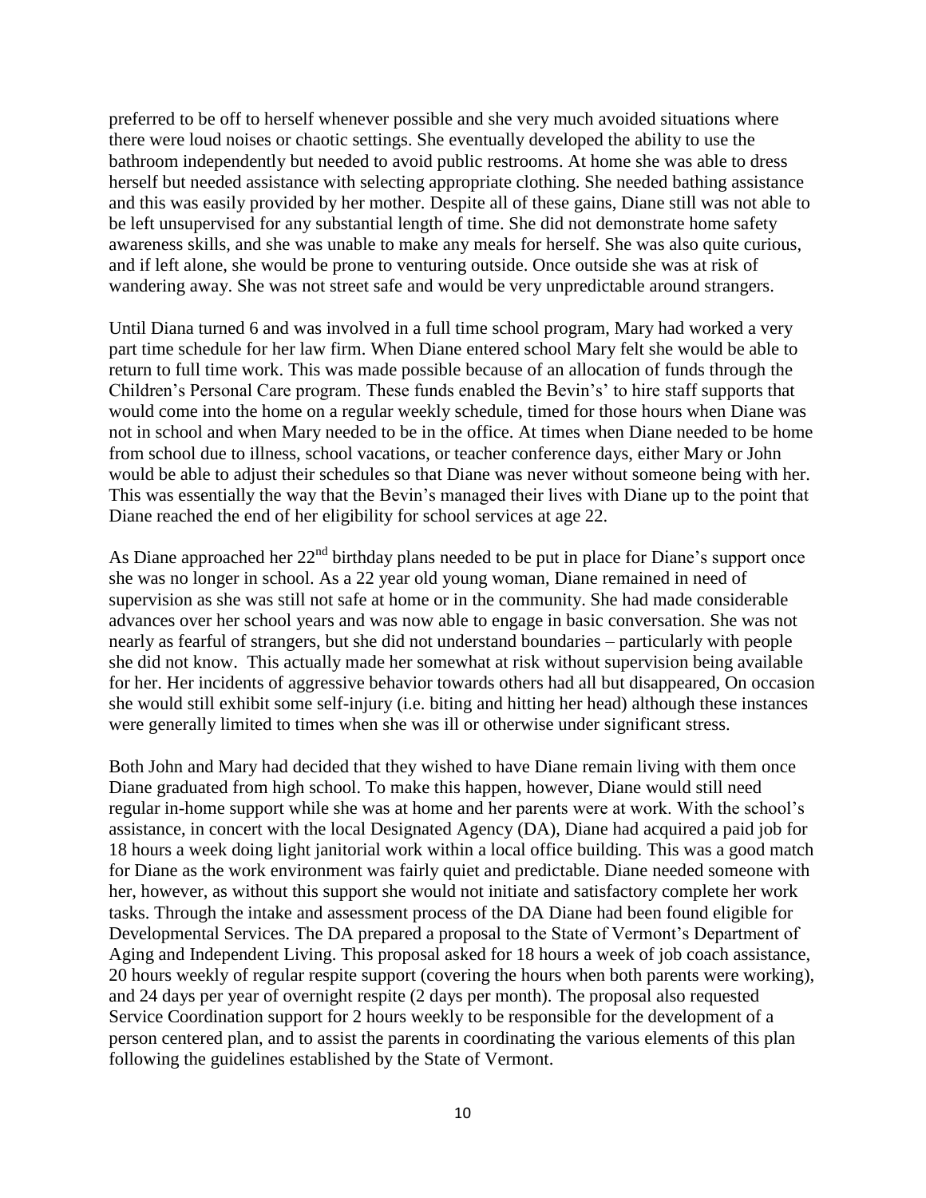preferred to be off to herself whenever possible and she very much avoided situations where there were loud noises or chaotic settings. She eventually developed the ability to use the bathroom independently but needed to avoid public restrooms. At home she was able to dress herself but needed assistance with selecting appropriate clothing. She needed bathing assistance and this was easily provided by her mother. Despite all of these gains, Diane still was not able to be left unsupervised for any substantial length of time. She did not demonstrate home safety awareness skills, and she was unable to make any meals for herself. She was also quite curious, and if left alone, she would be prone to venturing outside. Once outside she was at risk of wandering away. She was not street safe and would be very unpredictable around strangers.

Until Diana turned 6 and was involved in a full time school program, Mary had worked a very part time schedule for her law firm. When Diane entered school Mary felt she would be able to return to full time work. This was made possible because of an allocation of funds through the Children's Personal Care program. These funds enabled the Bevin's' to hire staff supports that would come into the home on a regular weekly schedule, timed for those hours when Diane was not in school and when Mary needed to be in the office. At times when Diane needed to be home from school due to illness, school vacations, or teacher conference days, either Mary or John would be able to adjust their schedules so that Diane was never without someone being with her. This was essentially the way that the Bevin's managed their lives with Diane up to the point that Diane reached the end of her eligibility for school services at age 22.

As Diane approached her 22nd birthday plans needed to be put in place for Diane's support once she was no longer in school. As a 22 year old young woman, Diane remained in need of supervision as she was still not safe at home or in the community. She had made considerable advances over her school years and was now able to engage in basic conversation. She was not nearly as fearful of strangers, but she did not understand boundaries – particularly with people she did not know. This actually made her somewhat at risk without supervision being available for her. Her incidents of aggressive behavior towards others had all but disappeared, On occasion she would still exhibit some self-injury (i.e. biting and hitting her head) although these instances were generally limited to times when she was ill or otherwise under significant stress.

Both John and Mary had decided that they wished to have Diane remain living with them once Diane graduated from high school. To make this happen, however, Diane would still need regular in-home support while she was at home and her parents were at work. With the school's assistance, in concert with the local Designated Agency (DA), Diane had acquired a paid job for 18 hours a week doing light janitorial work within a local office building. This was a good match for Diane as the work environment was fairly quiet and predictable. Diane needed someone with her, however, as without this support she would not initiate and satisfactory complete her work tasks. Through the intake and assessment process of the DA Diane had been found eligible for Developmental Services. The DA prepared a proposal to the State of Vermont's Department of Aging and Independent Living. This proposal asked for 18 hours a week of job coach assistance, 20 hours weekly of regular respite support (covering the hours when both parents were working), and 24 days per year of overnight respite (2 days per month). The proposal also requested Service Coordination support for 2 hours weekly to be responsible for the development of a person centered plan, and to assist the parents in coordinating the various elements of this plan following the guidelines established by the State of Vermont.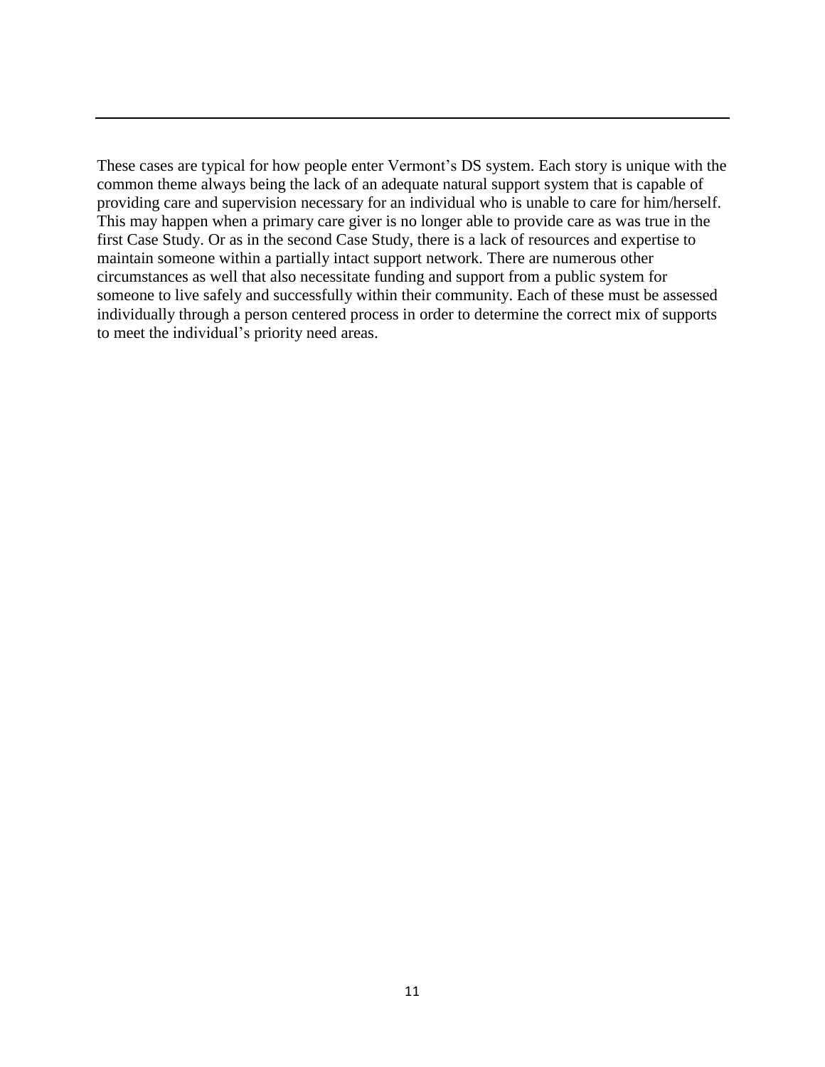These cases are typical for how people enter Vermont's DS system. Each story is unique with the common theme always being the lack of an adequate natural support system that is capable of providing care and supervision necessary for an individual who is unable to care for him/herself. This may happen when a primary care giver is no longer able to provide care as was true in the first Case Study. Or as in the second Case Study, there is a lack of resources and expertise to maintain someone within a partially intact support network. There are numerous other circumstances as well that also necessitate funding and support from a public system for someone to live safely and successfully within their community. Each of these must be assessed individually through a person centered process in order to determine the correct mix of supports to meet the individual's priority need areas.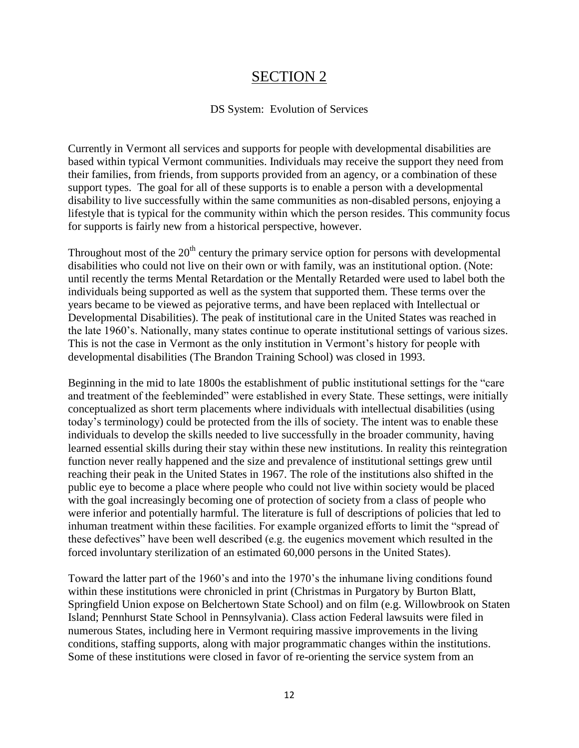# SECTION 2

DS System: Evolution of Services

Currently in Vermont all services and supports for people with developmental disabilities are based within typical Vermont communities. Individuals may receive the support they need from their families, from friends, from supports provided from an agency, or a combination of these support types. The goal for all of these supports is to enable a person with a developmental disability to live successfully within the same communities as non-disabled persons, enjoying a lifestyle that is typical for the community within which the person resides. This community focus for supports is fairly new from a historical perspective, however.

Throughout most of the 20th century the primary service option for persons with developmental disabilities who could not live on their own or with family, was an institutional option. (Note: until recently the terms Mental Retardation or the Mentally Retarded were used to label both the individuals being supported as well as the system that supported them. These terms over the years became to be viewed as pejorative terms, and have been replaced with Intellectual or Developmental Disabilities). The peak of institutional care in the United States was reached in the late 1960's. Nationally, many states continue to operate institutional settings of various sizes. This is not the case in Vermont as the only institution in Vermont's history for people with developmental disabilities (The Brandon Training School) was closed in 1993.

Beginning in the mid to late 1800s the establishment of public institutional settings for the "care and treatment of the feebleminded" were established in every State. These settings, were initially conceptualized as short term placements where individuals with intellectual disabilities (using today's terminology) could be protected from the ills of society. The intent was to enable these individuals to develop the skills needed to live successfully in the broader community, having learned essential skills during their stay within these new institutions. In reality this reintegration function never really happened and the size and prevalence of institutional settings grew until reaching their peak in the United States in 1967. The role of the institutions also shifted in the public eye to become a place where people who could not live within society would be placed with the goal increasingly becoming one of protection of society from a class of people who were inferior and potentially harmful. The literature is full of descriptions of policies that led to inhuman treatment within these facilities. For example organized efforts to limit the "spread of these defectives" have been well described (e.g. the eugenics movement which resulted in the forced involuntary sterilization of an estimated 60,000 persons in the United States).

Toward the latter part of the 1960's and into the 1970's the inhumane living conditions found within these institutions were chronicled in print (Christmas in Purgatory by Burton Blatt, Springfield Union expose on Belchertown State School) and on film (e.g. Willowbrook on Staten Island; Pennhurst State School in Pennsylvania). Class action Federal lawsuits were filed in numerous States, including here in Vermont requiring massive improvements in the living conditions, staffing supports, along with major programmatic changes within the institutions. Some of these institutions were closed in favor of re-orienting the service system from an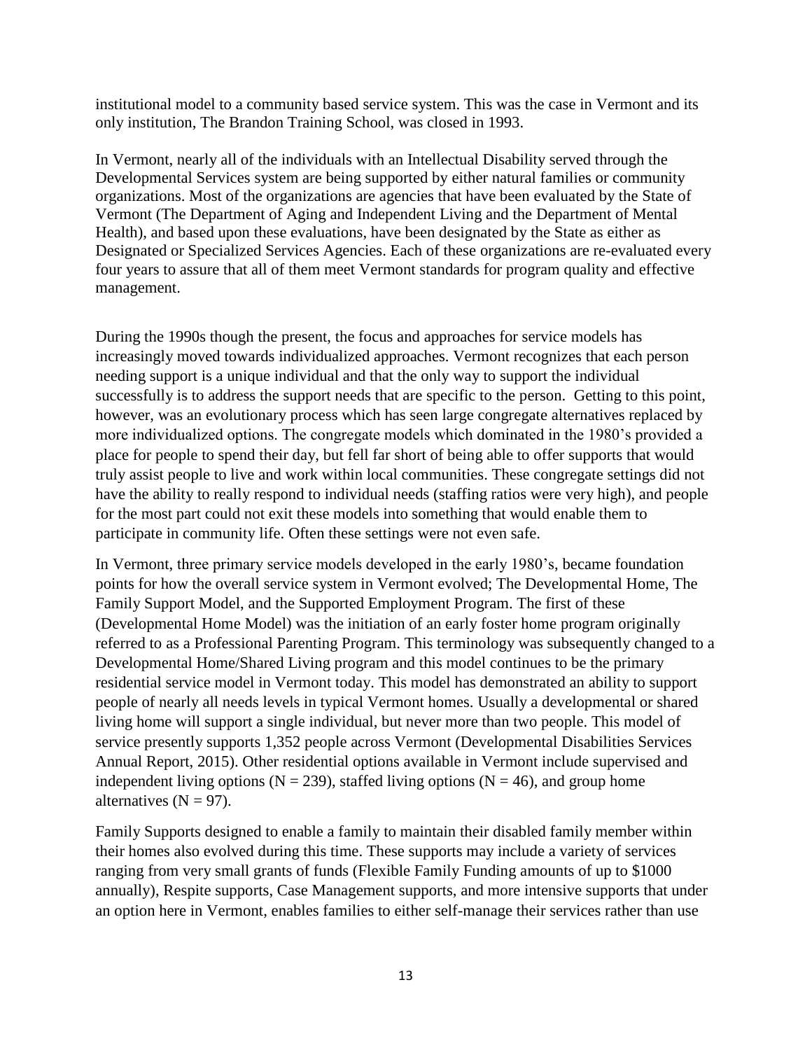institutional model to a community based service system. This was the case in Vermont and its only institution, The Brandon Training School, was closed in 1993.

In Vermont, nearly all of the individuals with an Intellectual Disability served through the Developmental Services system are being supported by either natural families or community organizations. Most of the organizations are agencies that have been evaluated by the State of Vermont (The Department of Aging and Independent Living and the Department of Mental Health), and based upon these evaluations, have been designated by the State as either as Designated or Specialized Services Agencies. Each of these organizations are re-evaluated every four years to assure that all of them meet Vermont standards for program quality and effective management.

During the 1990s though the present, the focus and approaches for service models has increasingly moved towards individualized approaches. Vermont recognizes that each person needing support is a unique individual and that the only way to support the individual successfully is to address the support needs that are specific to the person. Getting to this point, however, was an evolutionary process which has seen large congregate alternatives replaced by more individualized options. The congregate models which dominated in the 1980's provided a place for people to spend their day, but fell far short of being able to offer supports that would truly assist people to live and work within local communities. These congregate settings did not have the ability to really respond to individual needs (staffing ratios were very high), and people for the most part could not exit these models into something that would enable them to participate in community life. Often these settings were not even safe.

In Vermont, three primary service models developed in the early 1980's, became foundation points for how the overall service system in Vermont evolved; The Developmental Home, The Family Support Model, and the Supported Employment Program. The first of these (Developmental Home Model) was the initiation of an early foster home program originally referred to as a Professional Parenting Program. This terminology was subsequently changed to a Developmental Home/Shared Living program and this model continues to be the primary residential service model in Vermont today. This model has demonstrated an ability to support people of nearly all needs levels in typical Vermont homes. Usually a developmental or shared living home will support a single individual, but never more than two people. This model of service presently supports 1,352 people across Vermont (Developmental Disabilities Services Annual Report, 2015). Other residential options available in Vermont include supervised and independent living options (N = 239), staffed living options (N = 46), and group home alternatives (N = 97).

Family Supports designed to enable a family to maintain their disabled family member within their homes also evolved during this time. These supports may include a variety of services ranging from very small grants of funds (Flexible Family Funding amounts of up to $1000 annually), Respite supports, Case Management supports, and more intensive supports that under an option here in Vermont, enables families to either self-manage their services rather than use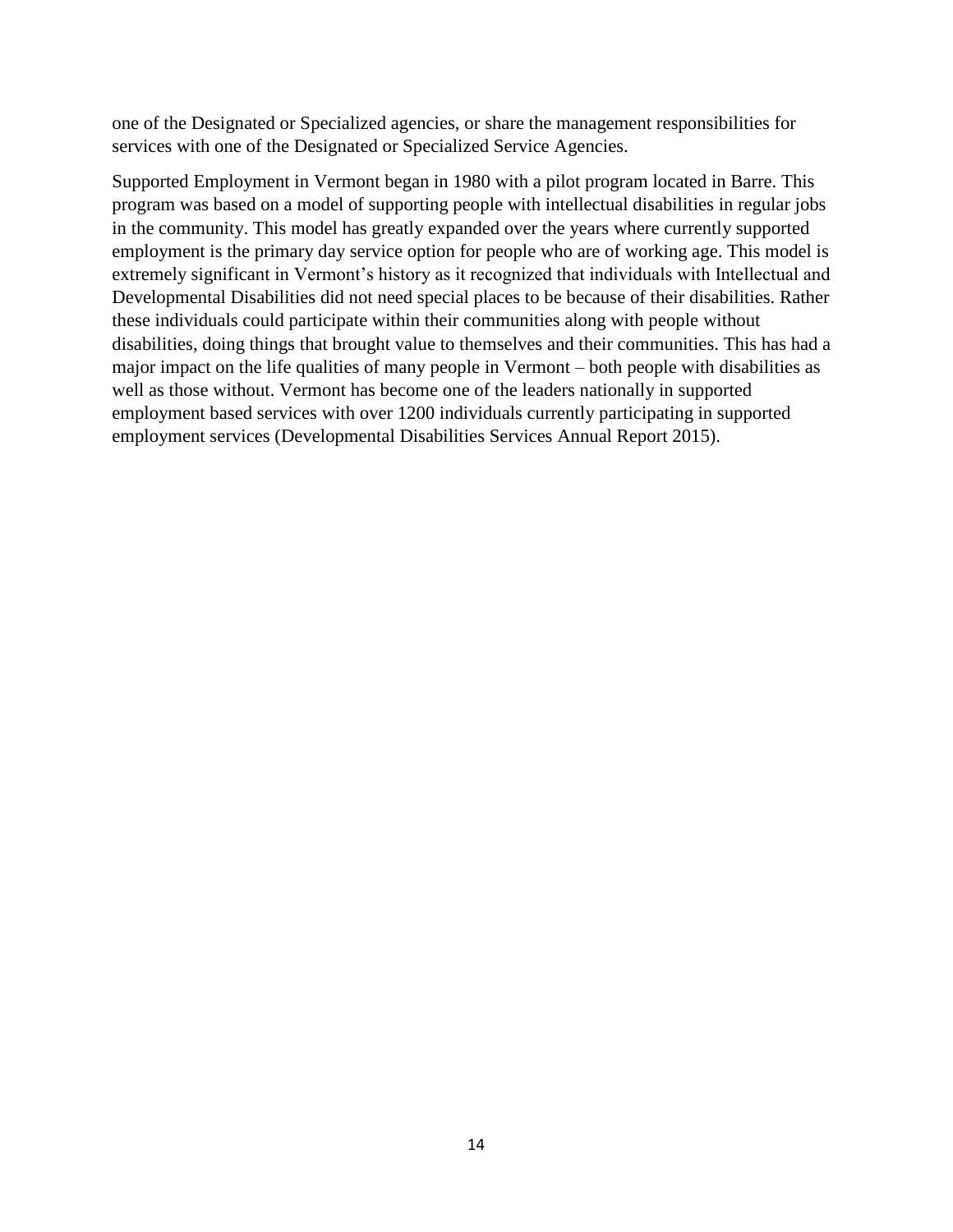one of the Designated or Specialized agencies, or share the management responsibilities for services with one of the Designated or Specialized Service Agencies.

Supported Employment in Vermont began in 1980 with a pilot program located in Barre. This program was based on a model of supporting people with intellectual disabilities in regular jobs in the community. This model has greatly expanded over the years where currently supported employment is the primary day service option for people who are of working age. This model is extremely significant in Vermont's history as it recognized that individuals with Intellectual and Developmental Disabilities did not need special places to be because of their disabilities. Rather these individuals could participate within their communities along with people without disabilities, doing things that brought value to themselves and their communities. This has had a major impact on the life qualities of many people in Vermont – both people with disabilities as well as those without. Vermont has become one of the leaders nationally in supported employment based services with over 1200 individuals currently participating in supported employment services (Developmental Disabilities Services Annual Report 2015).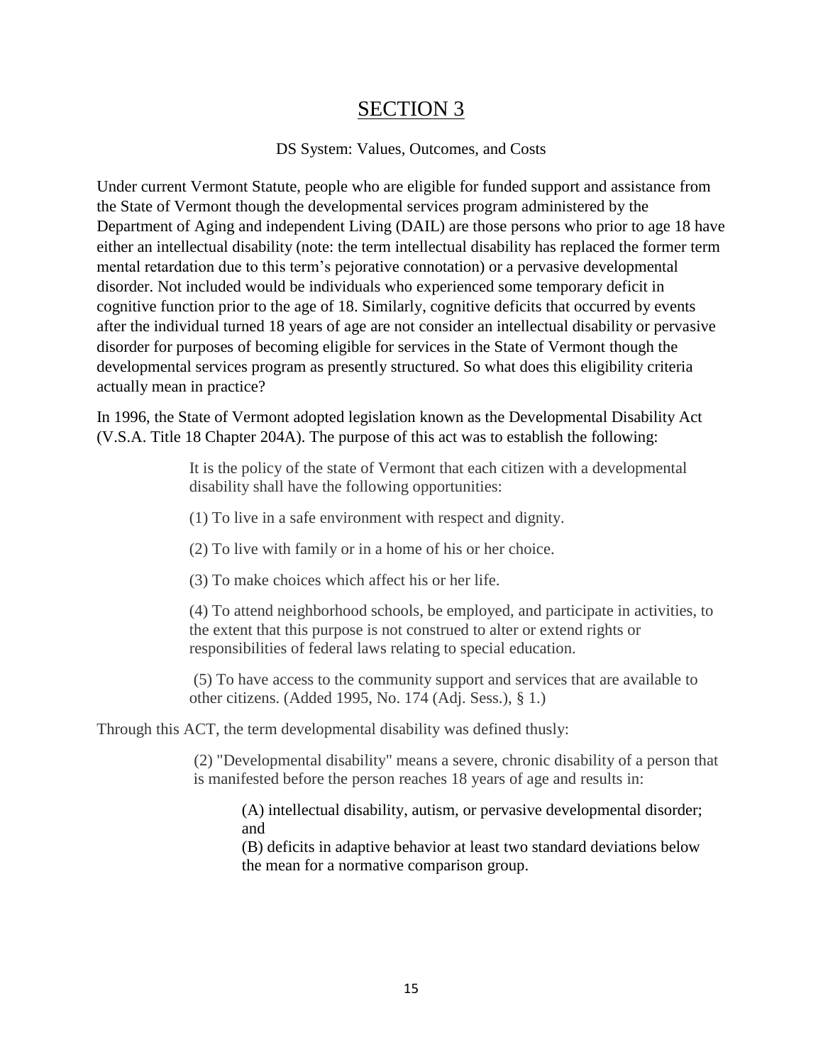# SECTION 3

DS System: Values, Outcomes, and Costs

Under current Vermont Statute, people who are eligible for funded support and assistance from the State of Vermont though the developmental services program administered by the Department of Aging and independent Living (DAIL) are those persons who prior to age 18 have either an intellectual disability (note: the term intellectual disability has replaced the former term mental retardation due to this term's pejorative connotation) or a pervasive developmental disorder. Not included would be individuals who experienced some temporary deficit in cognitive function prior to the age of 18. Similarly, cognitive deficits that occurred by events after the individual turned 18 years of age are not consider an intellectual disability or pervasive disorder for purposes of becoming eligible for services in the State of Vermont though the developmental services program as presently structured. So what does this eligibility criteria actually mean in practice?

In 1996, the State of Vermont adopted legislation known as the Developmental Disability Act (V.S.A. Title 18 Chapter 204A). The purpose of this act was to establish the following:

> It is the policy of the state of Vermont that each citizen with a developmental disability shall have the following opportunities:
>
> (1) To live in a safe environment with respect and dignity.
>
> (2) To live with family or in a home of his or her choice.
>
> (3) To make choices which affect his or her life.
>
> (4) To attend neighborhood schools, be employed, and participate in activities, to the extent that this purpose is not construed to alter or extend rights or responsibilities of federal laws relating to special education.
>
> (5) To have access to the community support and services that are available to other citizens. (Added 1995, No. 174 (Adj. Sess.), § 1.)

Through this ACT, the term developmental disability was defined thusly:

> (2) "Developmental disability" means a severe, chronic disability of a person that is manifested before the person reaches 18 years of age and results in:
>
> > (A) intellectual disability, autism, or pervasive developmental disorder; and
> >
> > (B) deficits in adaptive behavior at least two standard deviations below the mean for a normative comparison group.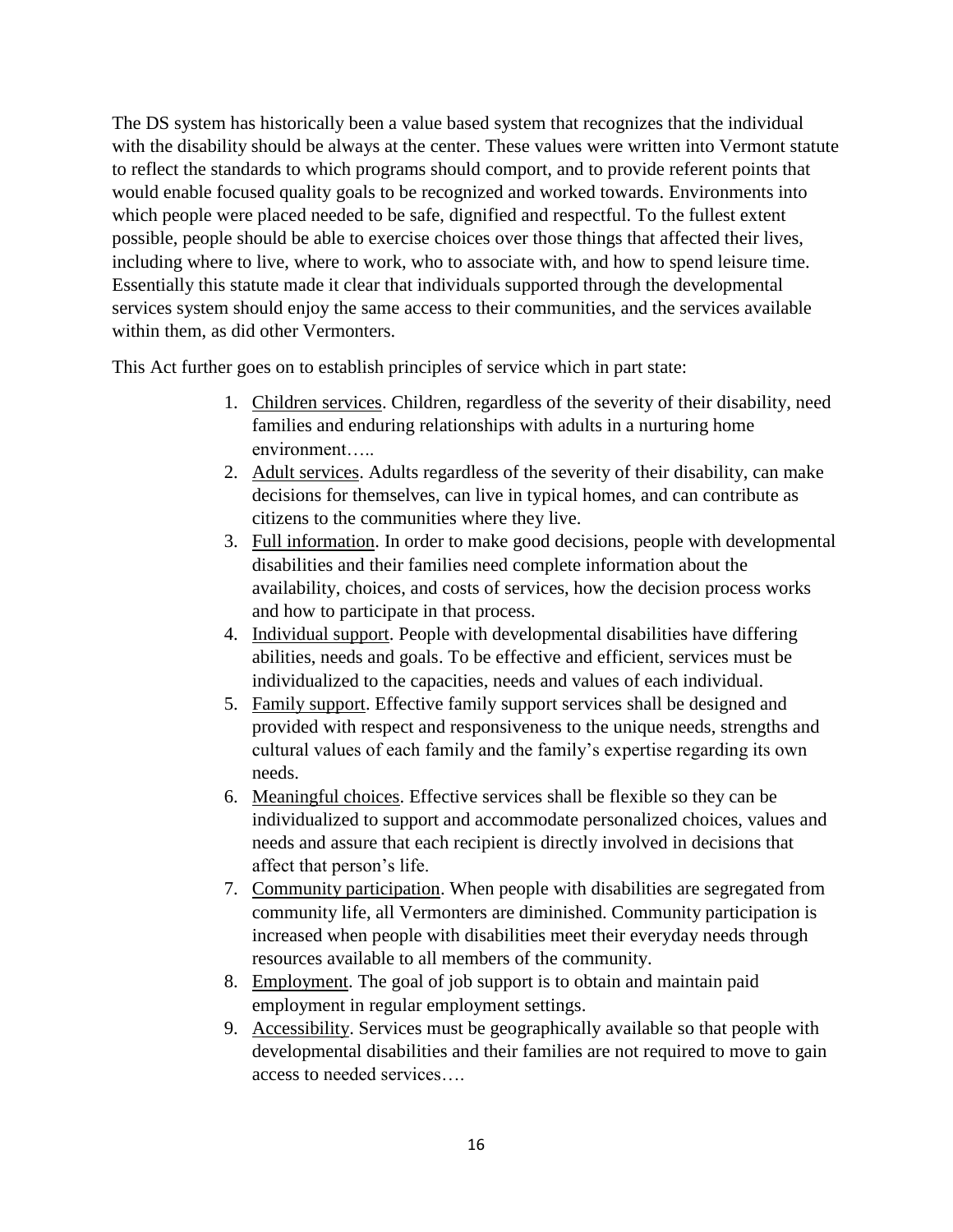The DS system has historically been a value based system that recognizes that the individual with the disability should be always at the center. These values were written into Vermont statute to reflect the standards to which programs should comport, and to provide referent points that would enable focused quality goals to be recognized and worked towards. Environments into which people were placed needed to be safe, dignified and respectful. To the fullest extent possible, people should be able to exercise choices over those things that affected their lives, including where to live, where to work, who to associate with, and how to spend leisure time. Essentially this statute made it clear that individuals supported through the developmental services system should enjoy the same access to their communities, and the services available within them, as did other Vermonters.

This Act further goes on to establish principles of service which in part state:

1. <u>Children services</u>. Children, regardless of the severity of their disability, need families and enduring relationships with adults in a nurturing home environment…..
2. <u>Adult services</u>. Adults regardless of the severity of their disability, can make decisions for themselves, can live in typical homes, and can contribute as citizens to the communities where they live.
3. <u>Full information</u>. In order to make good decisions, people with developmental disabilities and their families need complete information about the availability, choices, and costs of services, how the decision process works and how to participate in that process.
4. <u>Individual support</u>. People with developmental disabilities have differing abilities, needs and goals. To be effective and efficient, services must be individualized to the capacities, needs and values of each individual.
5. <u>Family support</u>. Effective family support services shall be designed and provided with respect and responsiveness to the unique needs, strengths and cultural values of each family and the family's expertise regarding its own needs.
6. <u>Meaningful choices</u>. Effective services shall be flexible so they can be individualized to support and accommodate personalized choices, values and needs and assure that each recipient is directly involved in decisions that affect that person's life.
7. <u>Community participation</u>. When people with disabilities are segregated from community life, all Vermonters are diminished. Community participation is increased when people with disabilities meet their everyday needs through resources available to all members of the community.
8. <u>Employment</u>. The goal of job support is to obtain and maintain paid employment in regular employment settings.
9. <u>Accessibility</u>. Services must be geographically available so that people with developmental disabilities and their families are not required to move to gain access to needed services….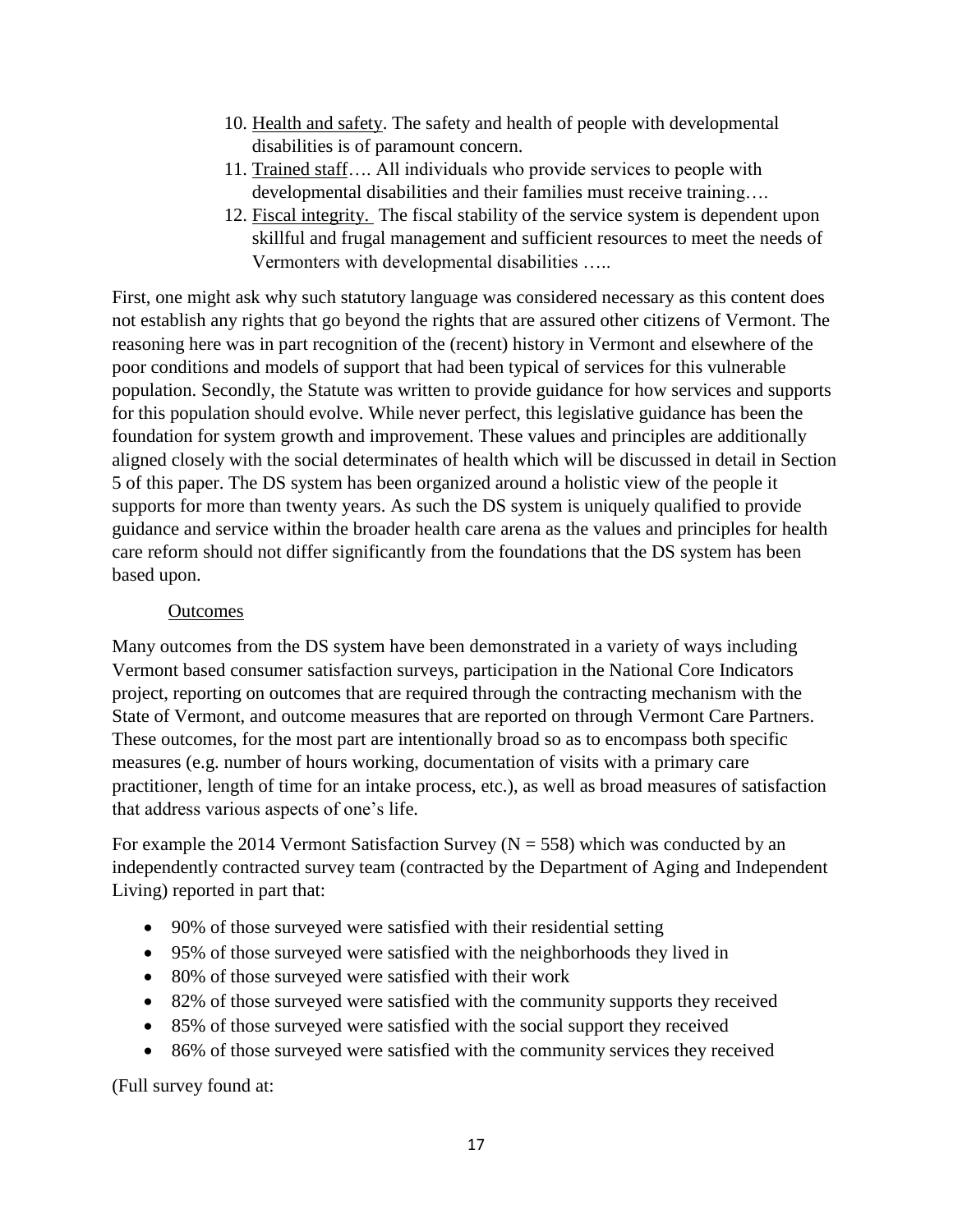10. Health and safety. The safety and health of people with developmental disabilities is of paramount concern.
11. Trained staff…. All individuals who provide services to people with developmental disabilities and their families must receive training….
12. Fiscal integrity. The fiscal stability of the service system is dependent upon skillful and frugal management and sufficient resources to meet the needs of Vermonters with developmental disabilities …..

First, one might ask why such statutory language was considered necessary as this content does not establish any rights that go beyond the rights that are assured other citizens of Vermont. The reasoning here was in part recognition of the (recent) history in Vermont and elsewhere of the poor conditions and models of support that had been typical of services for this vulnerable population. Secondly, the Statute was written to provide guidance for how services and supports for this population should evolve. While never perfect, this legislative guidance has been the foundation for system growth and improvement. These values and principles are additionally aligned closely with the social determinates of health which will be discussed in detail in Section 5 of this paper. The DS system has been organized around a holistic view of the people it supports for more than twenty years. As such the DS system is uniquely qualified to provide guidance and service within the broader health care arena as the values and principles for health care reform should not differ significantly from the foundations that the DS system has been based upon.

Outcomes

Many outcomes from the DS system have been demonstrated in a variety of ways including Vermont based consumer satisfaction surveys, participation in the National Core Indicators project, reporting on outcomes that are required through the contracting mechanism with the State of Vermont, and outcome measures that are reported on through Vermont Care Partners. These outcomes, for the most part are intentionally broad so as to encompass both specific measures (e.g. number of hours working, documentation of visits with a primary care practitioner, length of time for an intake process, etc.), as well as broad measures of satisfaction that address various aspects of one's life.

For example the 2014 Vermont Satisfaction Survey (N = 558) which was conducted by an independently contracted survey team (contracted by the Department of Aging and Independent Living) reported in part that:

- 90% of those surveyed were satisfied with their residential setting
- 95% of those surveyed were satisfied with the neighborhoods they lived in
- 80% of those surveyed were satisfied with their work
- 82% of those surveyed were satisfied with the community supports they received
- 85% of those surveyed were satisfied with the social support they received
- 86% of those surveyed were satisfied with the community services they received

(Full survey found at: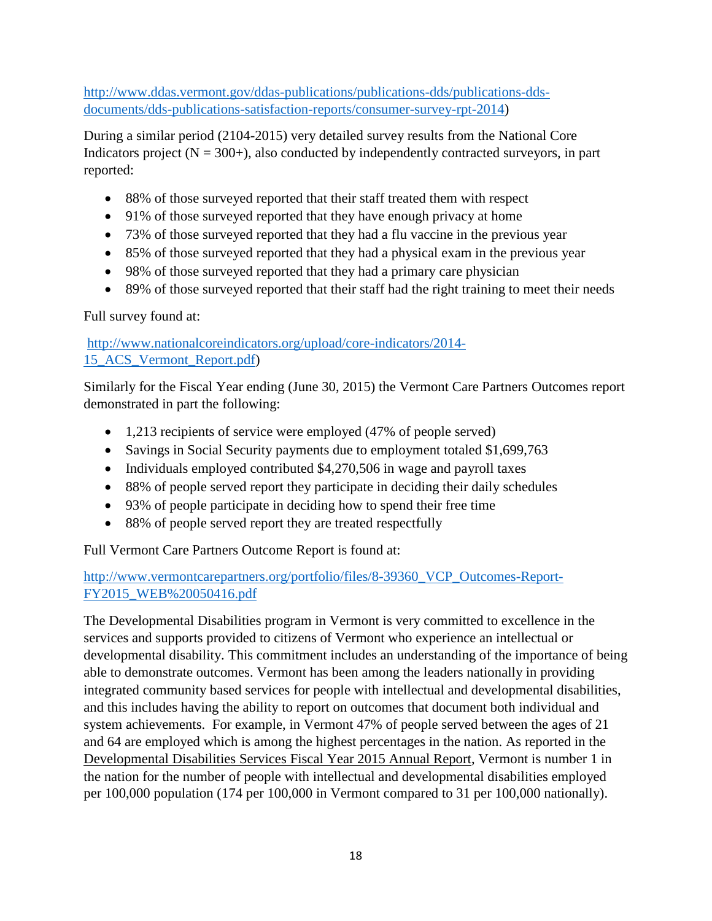http://www.ddas.vermont.gov/ddas-publications/publications-dds/publications-dds-documents/dds-publications-satisfaction-reports/consumer-survey-rpt-2014)

During a similar period (2104-2015) very detailed survey results from the National Core Indicators project (N = 300+), also conducted by independently contracted surveyors, in part reported:

- 88% of those surveyed reported that their staff treated them with respect
- 91% of those surveyed reported that they have enough privacy at home
- 73% of those surveyed reported that they had a flu vaccine in the previous year
- 85% of those surveyed reported that they had a physical exam in the previous year
- 98% of those surveyed reported that they had a primary care physician
- 89% of those surveyed reported that their staff had the right training to meet their needs

Full survey found at:

http://www.nationalcoreindicators.org/upload/core-indicators/2014-15_ACS_Vermont_Report.pdf)

Similarly for the Fiscal Year ending (June 30, 2015) the Vermont Care Partners Outcomes report demonstrated in part the following:

- 1,213 recipients of service were employed (47% of people served)
- Savings in Social Security payments due to employment totaled $1,699,763
- Individuals employed contributed $4,270,506 in wage and payroll taxes
- 88% of people served report they participate in deciding their daily schedules
- 93% of people participate in deciding how to spend their free time
- 88% of people served report they are treated respectfully

Full Vermont Care Partners Outcome Report is found at:

http://www.vermontcarepartners.org/portfolio/files/8-39360_VCP_Outcomes-Report-FY2015_WEB%20050416.pdf

The Developmental Disabilities program in Vermont is very committed to excellence in the services and supports provided to citizens of Vermont who experience an intellectual or developmental disability. This commitment includes an understanding of the importance of being able to demonstrate outcomes. Vermont has been among the leaders nationally in providing integrated community based services for people with intellectual and developmental disabilities, and this includes having the ability to report on outcomes that document both individual and system achievements. For example, in Vermont 47% of people served between the ages of 21 and 64 are employed which is among the highest percentages in the nation. As reported in the Developmental Disabilities Services Fiscal Year 2015 Annual Report, Vermont is number 1 in the nation for the number of people with intellectual and developmental disabilities employed per 100,000 population (174 per 100,000 in Vermont compared to 31 per 100,000 nationally).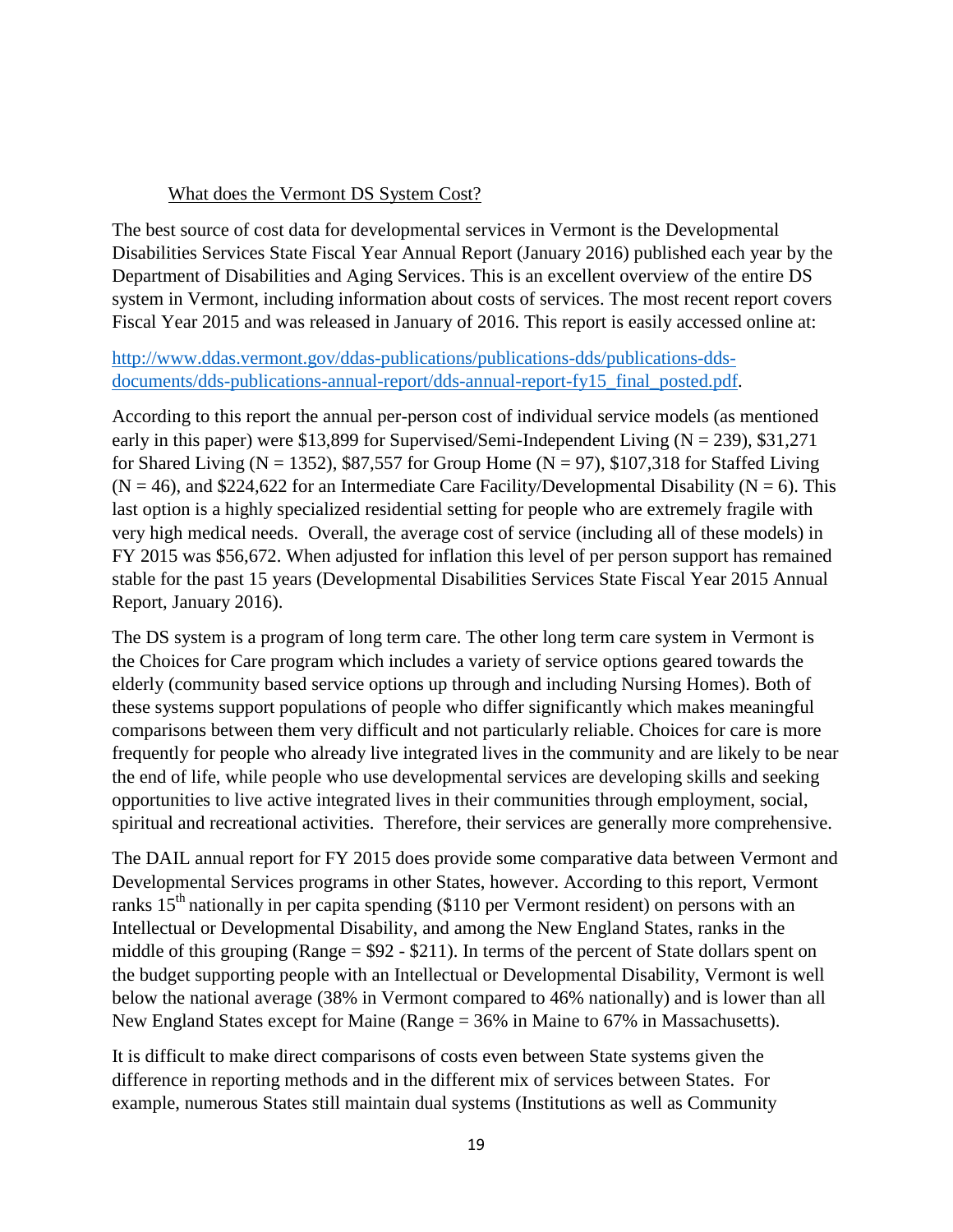What does the Vermont DS System Cost?

The best source of cost data for developmental services in Vermont is the Developmental Disabilities Services State Fiscal Year Annual Report (January 2016) published each year by the Department of Disabilities and Aging Services. This is an excellent overview of the entire DS system in Vermont, including information about costs of services. The most recent report covers Fiscal Year 2015 and was released in January of 2016. This report is easily accessed online at:

http://www.ddas.vermont.gov/ddas-publications/publications-dds/publications-dds-documents/dds-publications-annual-report/dds-annual-report-fy15_final_posted.pdf.

According to this report the annual per-person cost of individual service models (as mentioned early in this paper) were $13,899 for Supervised/Semi-Independent Living (N = 239), $31,271 for Shared Living (N = 1352), $87,557 for Group Home (N = 97), $107,318 for Staffed Living (N = 46), and $224,622 for an Intermediate Care Facility/Developmental Disability (N = 6). This last option is a highly specialized residential setting for people who are extremely fragile with very high medical needs. Overall, the average cost of service (including all of these models) in FY 2015 was $56,672. When adjusted for inflation this level of per person support has remained stable for the past 15 years (Developmental Disabilities Services State Fiscal Year 2015 Annual Report, January 2016).

The DS system is a program of long term care. The other long term care system in Vermont is the Choices for Care program which includes a variety of service options geared towards the elderly (community based service options up through and including Nursing Homes). Both of these systems support populations of people who differ significantly which makes meaningful comparisons between them very difficult and not particularly reliable. Choices for care is more frequently for people who already live integrated lives in the community and are likely to be near the end of life, while people who use developmental services are developing skills and seeking opportunities to live active integrated lives in their communities through employment, social, spiritual and recreational activities. Therefore, their services are generally more comprehensive.

The DAIL annual report for FY 2015 does provide some comparative data between Vermont and Developmental Services programs in other States, however. According to this report, Vermont ranks 15th nationally in per capita spending ($110 per Vermont resident) on persons with an Intellectual or Developmental Disability, and among the New England States, ranks in the middle of this grouping (Range = $92 - $211). In terms of the percent of State dollars spent on the budget supporting people with an Intellectual or Developmental Disability, Vermont is well below the national average (38% in Vermont compared to 46% nationally) and is lower than all New England States except for Maine (Range = 36% in Maine to 67% in Massachusetts).

It is difficult to make direct comparisons of costs even between State systems given the difference in reporting methods and in the different mix of services between States. For example, numerous States still maintain dual systems (Institutions as well as Community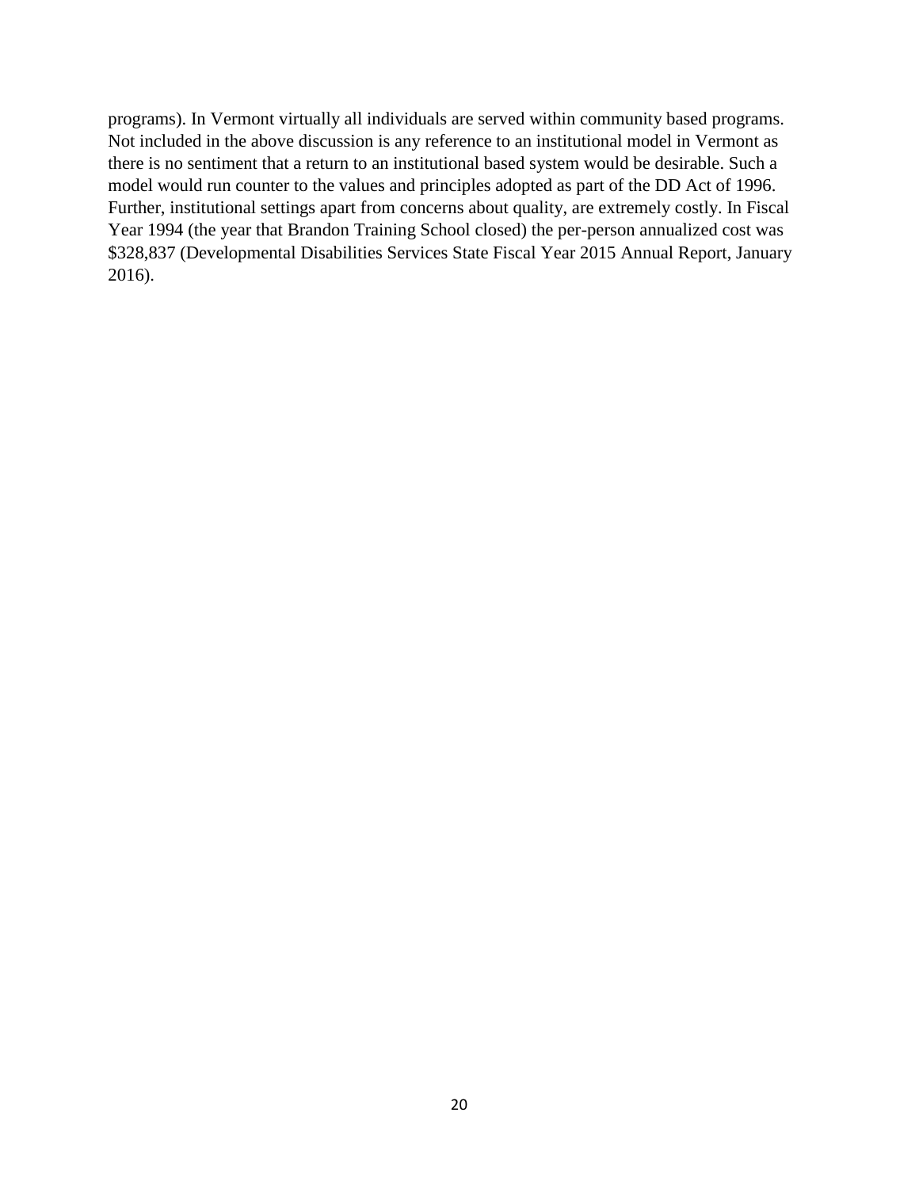programs). In Vermont virtually all individuals are served within community based programs. Not included in the above discussion is any reference to an institutional model in Vermont as there is no sentiment that a return to an institutional based system would be desirable. Such a model would run counter to the values and principles adopted as part of the DD Act of 1996. Further, institutional settings apart from concerns about quality, are extremely costly. In Fiscal Year 1994 (the year that Brandon Training School closed) the per-person annualized cost was $328,837 (Developmental Disabilities Services State Fiscal Year 2015 Annual Report, January 2016).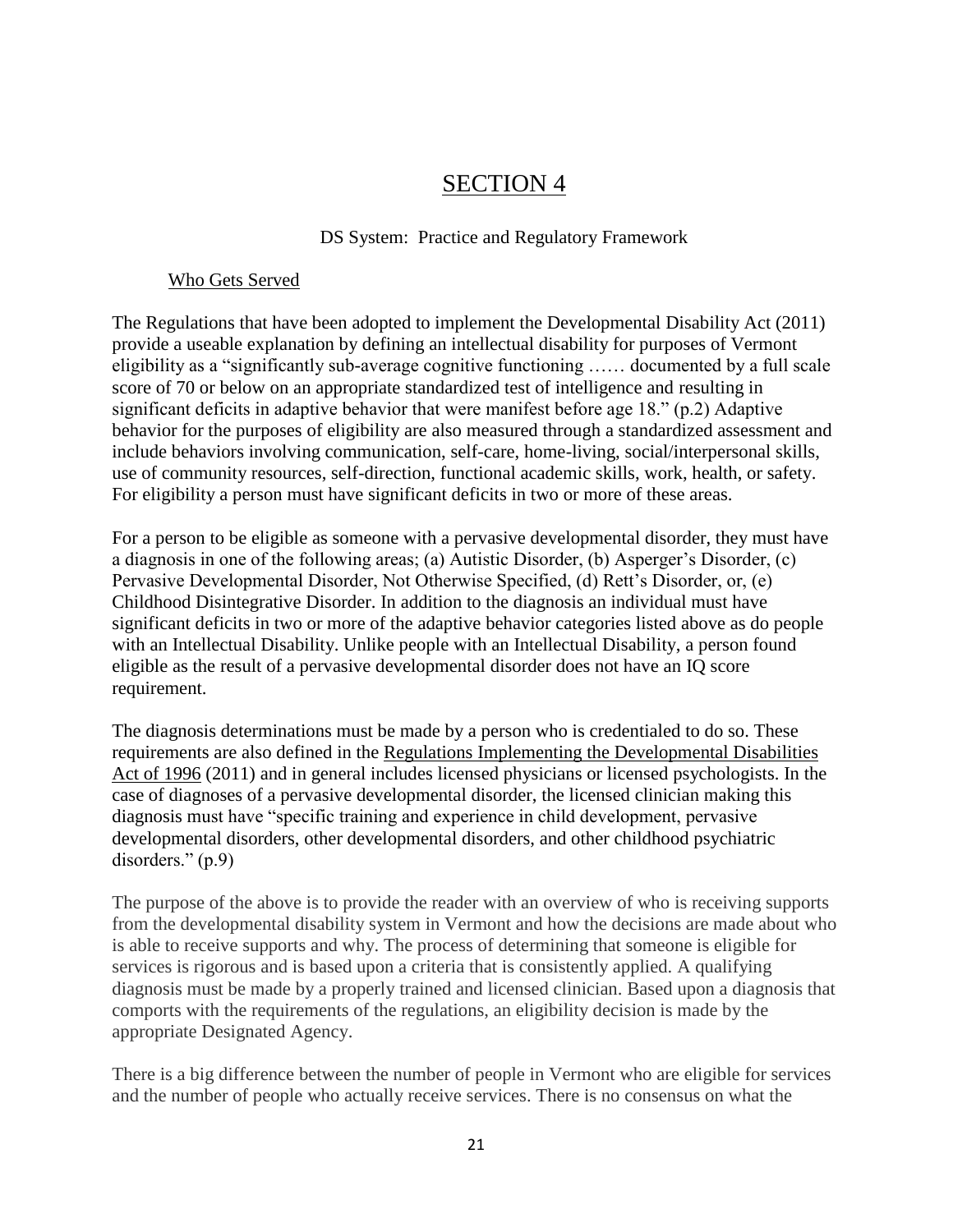# SECTION 4

DS System: Practice and Regulatory Framework

## Who Gets Served

The Regulations that have been adopted to implement the Developmental Disability Act (2011) provide a useable explanation by defining an intellectual disability for purposes of Vermont eligibility as a "significantly sub-average cognitive functioning …… documented by a full scale score of 70 or below on an appropriate standardized test of intelligence and resulting in significant deficits in adaptive behavior that were manifest before age 18." (p.2) Adaptive behavior for the purposes of eligibility are also measured through a standardized assessment and include behaviors involving communication, self-care, home-living, social/interpersonal skills, use of community resources, self-direction, functional academic skills, work, health, or safety. For eligibility a person must have significant deficits in two or more of these areas.

For a person to be eligible as someone with a pervasive developmental disorder, they must have a diagnosis in one of the following areas; (a) Autistic Disorder, (b) Asperger's Disorder, (c) Pervasive Developmental Disorder, Not Otherwise Specified, (d) Rett's Disorder, or, (e) Childhood Disintegrative Disorder. In addition to the diagnosis an individual must have significant deficits in two or more of the adaptive behavior categories listed above as do people with an Intellectual Disability. Unlike people with an Intellectual Disability, a person found eligible as the result of a pervasive developmental disorder does not have an IQ score requirement.

The diagnosis determinations must be made by a person who is credentialed to do so. These requirements are also defined in the Regulations Implementing the Developmental Disabilities Act of 1996 (2011) and in general includes licensed physicians or licensed psychologists. In the case of diagnoses of a pervasive developmental disorder, the licensed clinician making this diagnosis must have "specific training and experience in child development, pervasive developmental disorders, other developmental disorders, and other childhood psychiatric disorders." (p.9)

The purpose of the above is to provide the reader with an overview of who is receiving supports from the developmental disability system in Vermont and how the decisions are made about who is able to receive supports and why. The process of determining that someone is eligible for services is rigorous and is based upon a criteria that is consistently applied. A qualifying diagnosis must be made by a properly trained and licensed clinician. Based upon a diagnosis that comports with the requirements of the regulations, an eligibility decision is made by the appropriate Designated Agency.

There is a big difference between the number of people in Vermont who are eligible for services and the number of people who actually receive services. There is no consensus on what the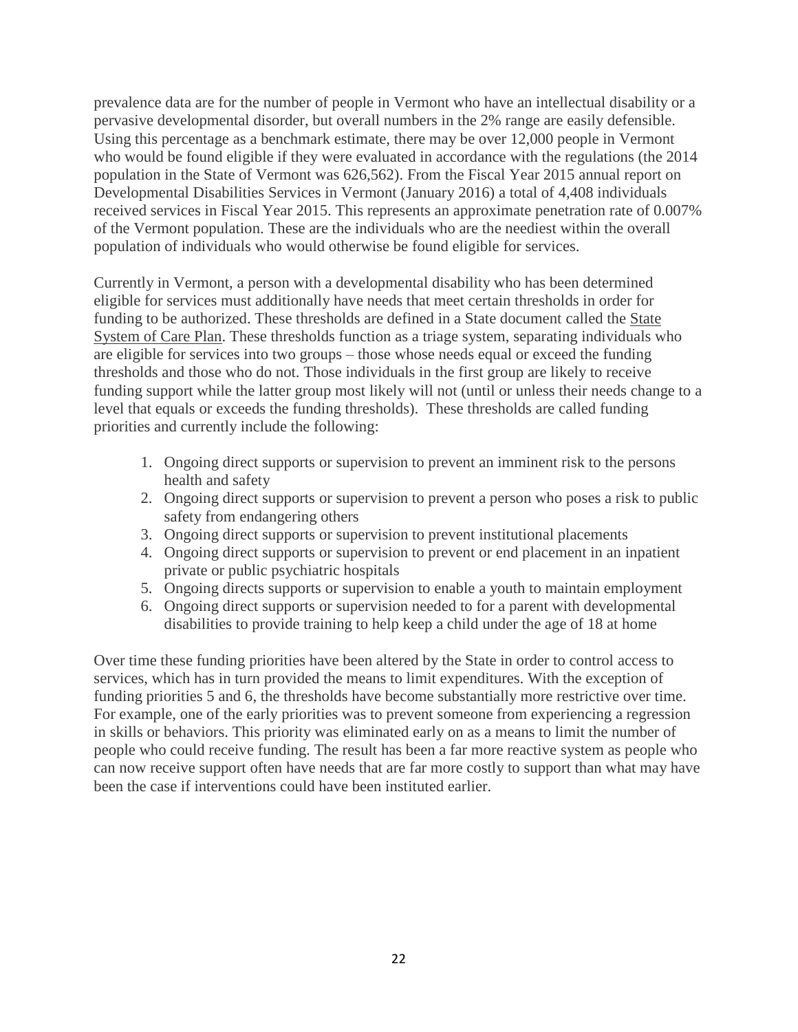prevalence data are for the number of people in Vermont who have an intellectual disability or a pervasive developmental disorder, but overall numbers in the 2% range are easily defensible. Using this percentage as a benchmark estimate, there may be over 12,000 people in Vermont who would be found eligible if they were evaluated in accordance with the regulations (the 2014 population in the State of Vermont was 626,562). From the Fiscal Year 2015 annual report on Developmental Disabilities Services in Vermont (January 2016) a total of 4,408 individuals received services in Fiscal Year 2015. This represents an approximate penetration rate of 0.007% of the Vermont population. These are the individuals who are the neediest within the overall population of individuals who would otherwise be found eligible for services.

Currently in Vermont, a person with a developmental disability who has been determined eligible for services must additionally have needs that meet certain thresholds in order for funding to be authorized. These thresholds are defined in a State document called the State System of Care Plan. These thresholds function as a triage system, separating individuals who are eligible for services into two groups – those whose needs equal or exceed the funding thresholds and those who do not. Those individuals in the first group are likely to receive funding support while the latter group most likely will not (until or unless their needs change to a level that equals or exceeds the funding thresholds). These thresholds are called funding priorities and currently include the following:

1. Ongoing direct supports or supervision to prevent an imminent risk to the persons health and safety
2. Ongoing direct supports or supervision to prevent a person who poses a risk to public safety from endangering others
3. Ongoing direct supports or supervision to prevent institutional placements
4. Ongoing direct supports or supervision to prevent or end placement in an inpatient private or public psychiatric hospitals
5. Ongoing directs supports or supervision to enable a youth to maintain employment
6. Ongoing direct supports or supervision needed to for a parent with developmental disabilities to provide training to help keep a child under the age of 18 at home

Over time these funding priorities have been altered by the State in order to control access to services, which has in turn provided the means to limit expenditures. With the exception of funding priorities 5 and 6, the thresholds have become substantially more restrictive over time. For example, one of the early priorities was to prevent someone from experiencing a regression in skills or behaviors. This priority was eliminated early on as a means to limit the number of people who could receive funding. The result has been a far more reactive system as people who can now receive support often have needs that are far more costly to support than what may have been the case if interventions could have been instituted earlier.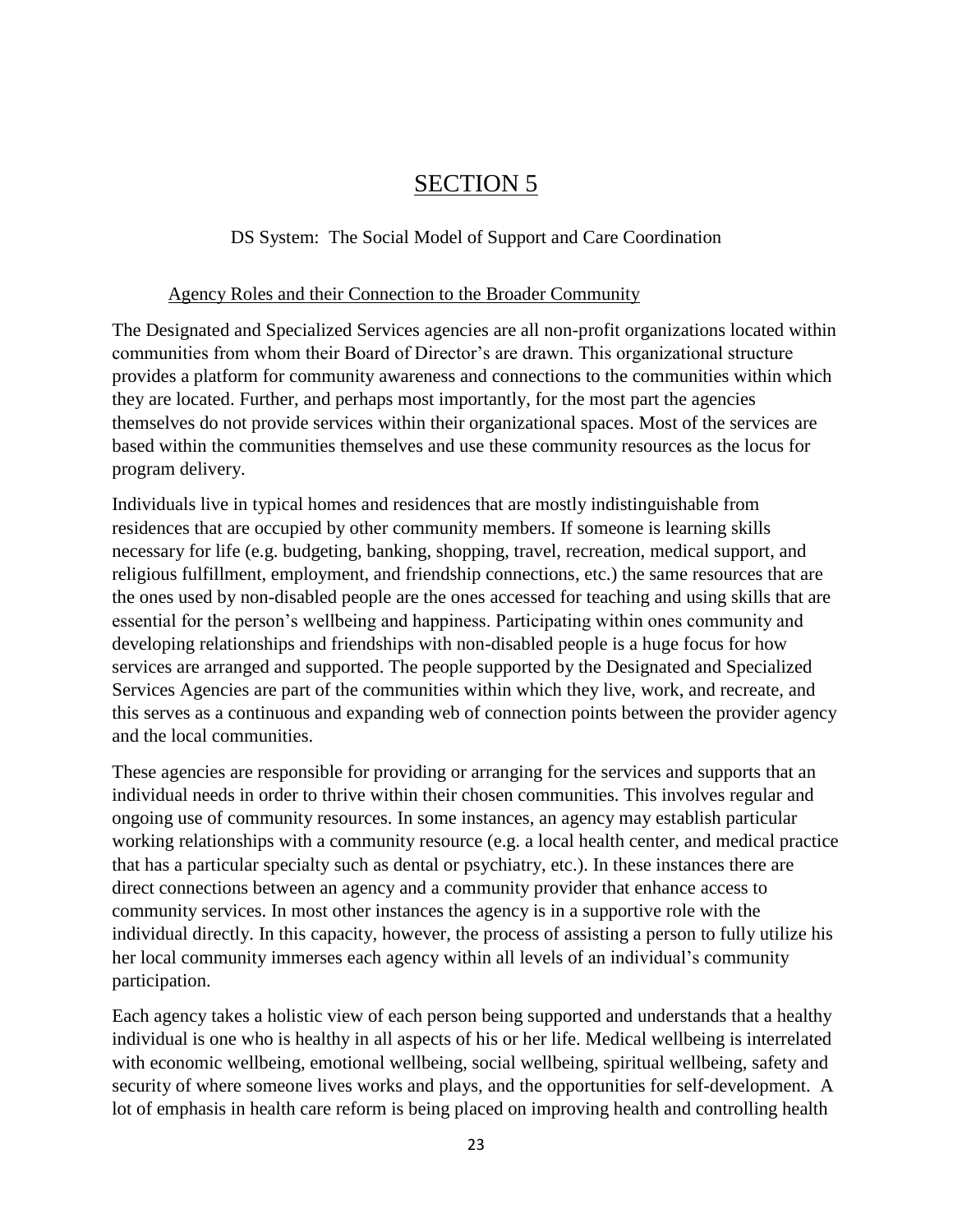# SECTION 5

DS System: The Social Model of Support and Care Coordination

## Agency Roles and their Connection to the Broader Community

The Designated and Specialized Services agencies are all non-profit organizations located within communities from whom their Board of Director's are drawn. This organizational structure provides a platform for community awareness and connections to the communities within which they are located. Further, and perhaps most importantly, for the most part the agencies themselves do not provide services within their organizational spaces. Most of the services are based within the communities themselves and use these community resources as the locus for program delivery.

Individuals live in typical homes and residences that are mostly indistinguishable from residences that are occupied by other community members. If someone is learning skills necessary for life (e.g. budgeting, banking, shopping, travel, recreation, medical support, and religious fulfillment, employment, and friendship connections, etc.) the same resources that are the ones used by non-disabled people are the ones accessed for teaching and using skills that are essential for the person's wellbeing and happiness. Participating within ones community and developing relationships and friendships with non-disabled people is a huge focus for how services are arranged and supported. The people supported by the Designated and Specialized Services Agencies are part of the communities within which they live, work, and recreate, and this serves as a continuous and expanding web of connection points between the provider agency and the local communities.

These agencies are responsible for providing or arranging for the services and supports that an individual needs in order to thrive within their chosen communities. This involves regular and ongoing use of community resources. In some instances, an agency may establish particular working relationships with a community resource (e.g. a local health center, and medical practice that has a particular specialty such as dental or psychiatry, etc.). In these instances there are direct connections between an agency and a community provider that enhance access to community services. In most other instances the agency is in a supportive role with the individual directly. In this capacity, however, the process of assisting a person to fully utilize his her local community immerses each agency within all levels of an individual's community participation.

Each agency takes a holistic view of each person being supported and understands that a healthy individual is one who is healthy in all aspects of his or her life. Medical wellbeing is interrelated with economic wellbeing, emotional wellbeing, social wellbeing, spiritual wellbeing, safety and security of where someone lives works and plays, and the opportunities for self-development. A lot of emphasis in health care reform is being placed on improving health and controlling health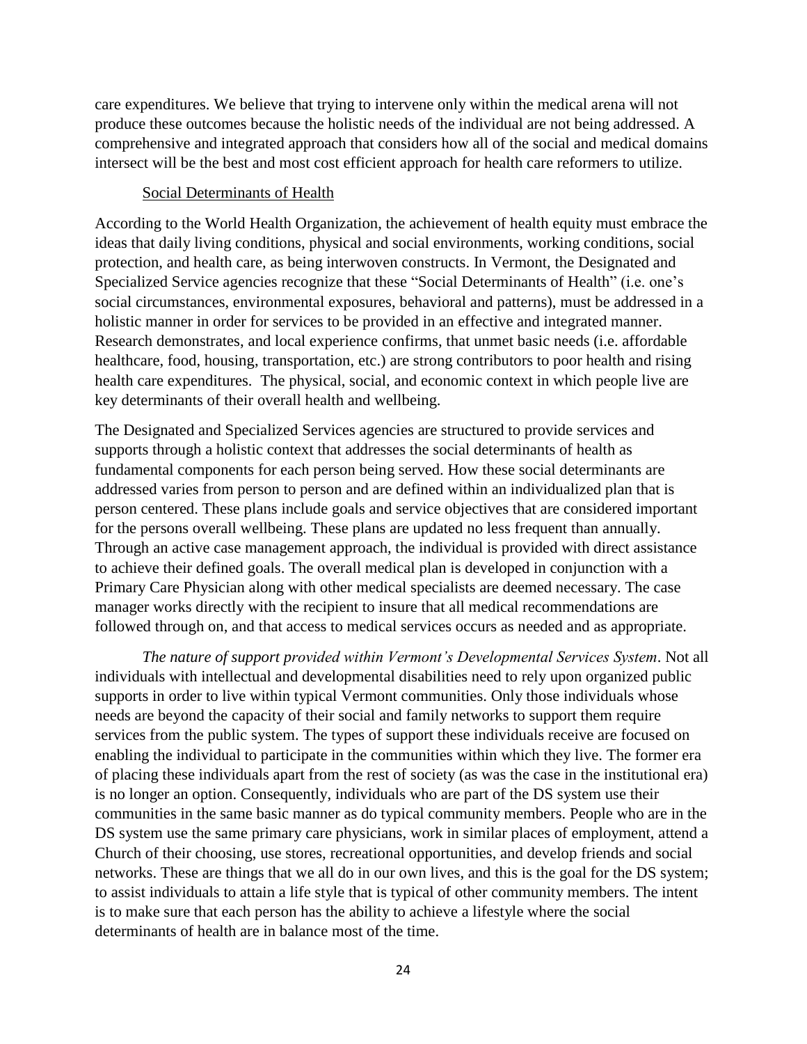care expenditures. We believe that trying to intervene only within the medical arena will not produce these outcomes because the holistic needs of the individual are not being addressed. A comprehensive and integrated approach that considers how all of the social and medical domains intersect will be the best and most cost efficient approach for health care reformers to utilize.

Social Determinants of Health

According to the World Health Organization, the achievement of health equity must embrace the ideas that daily living conditions, physical and social environments, working conditions, social protection, and health care, as being interwoven constructs. In Vermont, the Designated and Specialized Service agencies recognize that these "Social Determinants of Health" (i.e. one's social circumstances, environmental exposures, behavioral and patterns), must be addressed in a holistic manner in order for services to be provided in an effective and integrated manner. Research demonstrates, and local experience confirms, that unmet basic needs (i.e. affordable healthcare, food, housing, transportation, etc.) are strong contributors to poor health and rising health care expenditures. The physical, social, and economic context in which people live are key determinants of their overall health and wellbeing.

The Designated and Specialized Services agencies are structured to provide services and supports through a holistic context that addresses the social determinants of health as fundamental components for each person being served. How these social determinants are addressed varies from person to person and are defined within an individualized plan that is person centered. These plans include goals and service objectives that are considered important for the persons overall wellbeing. These plans are updated no less frequent than annually. Through an active case management approach, the individual is provided with direct assistance to achieve their defined goals. The overall medical plan is developed in conjunction with a Primary Care Physician along with other medical specialists are deemed necessary. The case manager works directly with the recipient to insure that all medical recommendations are followed through on, and that access to medical services occurs as needed and as appropriate.

*The nature of support provided within Vermont's Developmental Services System*. Not all individuals with intellectual and developmental disabilities need to rely upon organized public supports in order to live within typical Vermont communities. Only those individuals whose needs are beyond the capacity of their social and family networks to support them require services from the public system. The types of support these individuals receive are focused on enabling the individual to participate in the communities within which they live. The former era of placing these individuals apart from the rest of society (as was the case in the institutional era) is no longer an option. Consequently, individuals who are part of the DS system use their communities in the same basic manner as do typical community members. People who are in the DS system use the same primary care physicians, work in similar places of employment, attend a Church of their choosing, use stores, recreational opportunities, and develop friends and social networks. These are things that we all do in our own lives, and this is the goal for the DS system; to assist individuals to attain a life style that is typical of other community members. The intent is to make sure that each person has the ability to achieve a lifestyle where the social determinants of health are in balance most of the time.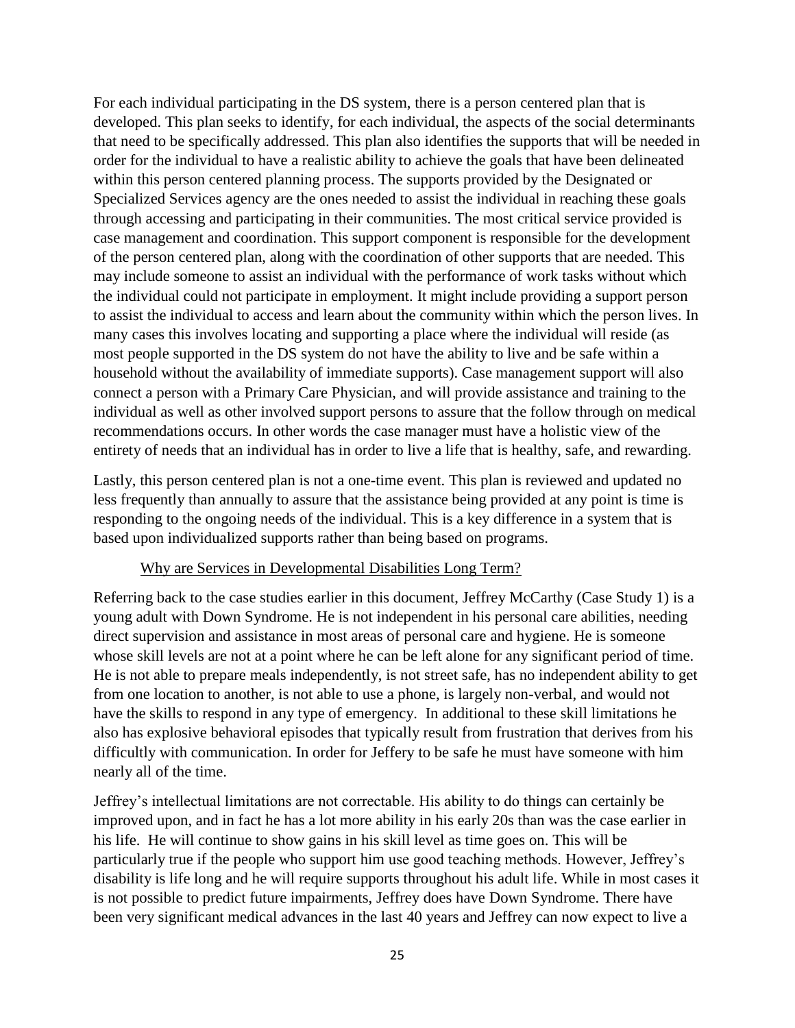For each individual participating in the DS system, there is a person centered plan that is developed. This plan seeks to identify, for each individual, the aspects of the social determinants that need to be specifically addressed. This plan also identifies the supports that will be needed in order for the individual to have a realistic ability to achieve the goals that have been delineated within this person centered planning process. The supports provided by the Designated or Specialized Services agency are the ones needed to assist the individual in reaching these goals through accessing and participating in their communities. The most critical service provided is case management and coordination. This support component is responsible for the development of the person centered plan, along with the coordination of other supports that are needed. This may include someone to assist an individual with the performance of work tasks without which the individual could not participate in employment. It might include providing a support person to assist the individual to access and learn about the community within which the person lives. In many cases this involves locating and supporting a place where the individual will reside (as most people supported in the DS system do not have the ability to live and be safe within a household without the availability of immediate supports). Case management support will also connect a person with a Primary Care Physician, and will provide assistance and training to the individual as well as other involved support persons to assure that the follow through on medical recommendations occurs. In other words the case manager must have a holistic view of the entirety of needs that an individual has in order to live a life that is healthy, safe, and rewarding.

Lastly, this person centered plan is not a one-time event. This plan is reviewed and updated no less frequently than annually to assure that the assistance being provided at any point is time is responding to the ongoing needs of the individual. This is a key difference in a system that is based upon individualized supports rather than being based on programs.

### Why are Services in Developmental Disabilities Long Term?

Referring back to the case studies earlier in this document, Jeffrey McCarthy (Case Study 1) is a young adult with Down Syndrome. He is not independent in his personal care abilities, needing direct supervision and assistance in most areas of personal care and hygiene. He is someone whose skill levels are not at a point where he can be left alone for any significant period of time. He is not able to prepare meals independently, is not street safe, has no independent ability to get from one location to another, is not able to use a phone, is largely non-verbal, and would not have the skills to respond in any type of emergency. In additional to these skill limitations he also has explosive behavioral episodes that typically result from frustration that derives from his difficultly with communication. In order for Jeffery to be safe he must have someone with him nearly all of the time.

Jeffrey's intellectual limitations are not correctable. His ability to do things can certainly be improved upon, and in fact he has a lot more ability in his early 20s than was the case earlier in his life. He will continue to show gains in his skill level as time goes on. This will be particularly true if the people who support him use good teaching methods. However, Jeffrey's disability is life long and he will require supports throughout his adult life. While in most cases it is not possible to predict future impairments, Jeffrey does have Down Syndrome. There have been very significant medical advances in the last 40 years and Jeffrey can now expect to live a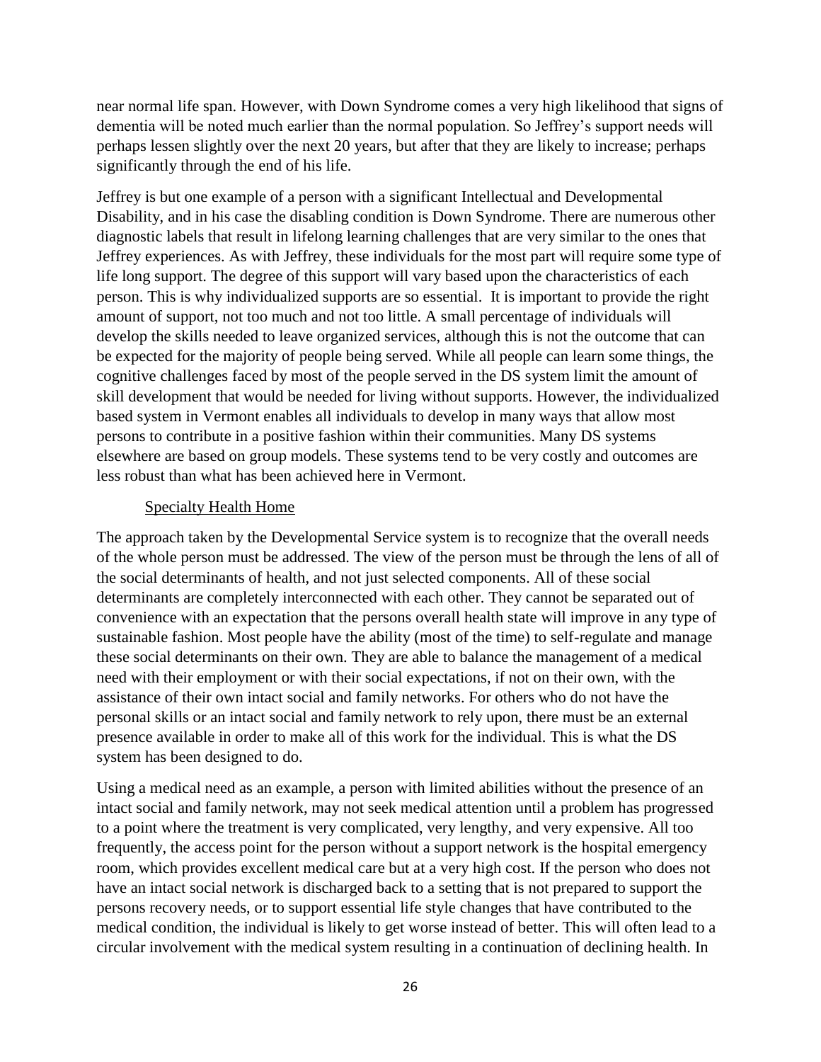near normal life span. However, with Down Syndrome comes a very high likelihood that signs of dementia will be noted much earlier than the normal population. So Jeffrey's support needs will perhaps lessen slightly over the next 20 years, but after that they are likely to increase; perhaps significantly through the end of his life.

Jeffrey is but one example of a person with a significant Intellectual and Developmental Disability, and in his case the disabling condition is Down Syndrome. There are numerous other diagnostic labels that result in lifelong learning challenges that are very similar to the ones that Jeffrey experiences. As with Jeffrey, these individuals for the most part will require some type of life long support. The degree of this support will vary based upon the characteristics of each person. This is why individualized supports are so essential. It is important to provide the right amount of support, not too much and not too little. A small percentage of individuals will develop the skills needed to leave organized services, although this is not the outcome that can be expected for the majority of people being served. While all people can learn some things, the cognitive challenges faced by most of the people served in the DS system limit the amount of skill development that would be needed for living without supports. However, the individualized based system in Vermont enables all individuals to develop in many ways that allow most persons to contribute in a positive fashion within their communities. Many DS systems elsewhere are based on group models. These systems tend to be very costly and outcomes are less robust than what has been achieved here in Vermont.

### Specialty Health Home

The approach taken by the Developmental Service system is to recognize that the overall needs of the whole person must be addressed. The view of the person must be through the lens of all of the social determinants of health, and not just selected components. All of these social determinants are completely interconnected with each other. They cannot be separated out of convenience with an expectation that the persons overall health state will improve in any type of sustainable fashion. Most people have the ability (most of the time) to self-regulate and manage these social determinants on their own. They are able to balance the management of a medical need with their employment or with their social expectations, if not on their own, with the assistance of their own intact social and family networks. For others who do not have the personal skills or an intact social and family network to rely upon, there must be an external presence available in order to make all of this work for the individual. This is what the DS system has been designed to do.

Using a medical need as an example, a person with limited abilities without the presence of an intact social and family network, may not seek medical attention until a problem has progressed to a point where the treatment is very complicated, very lengthy, and very expensive. All too frequently, the access point for the person without a support network is the hospital emergency room, which provides excellent medical care but at a very high cost. If the person who does not have an intact social network is discharged back to a setting that is not prepared to support the persons recovery needs, or to support essential life style changes that have contributed to the medical condition, the individual is likely to get worse instead of better. This will often lead to a circular involvement with the medical system resulting in a continuation of declining health. In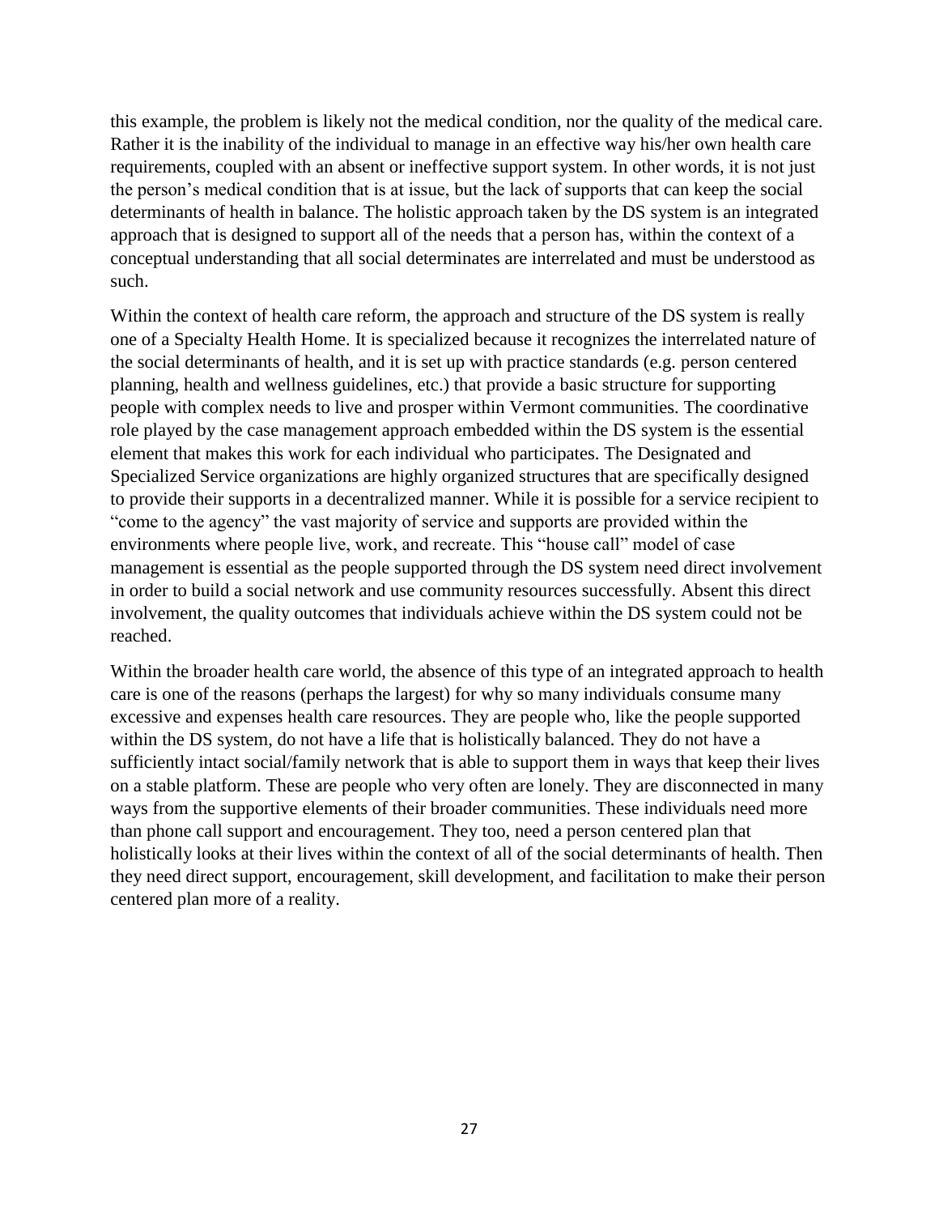this example, the problem is likely not the medical condition, nor the quality of the medical care. Rather it is the inability of the individual to manage in an effective way his/her own health care requirements, coupled with an absent or ineffective support system. In other words, it is not just the person's medical condition that is at issue, but the lack of supports that can keep the social determinants of health in balance. The holistic approach taken by the DS system is an integrated approach that is designed to support all of the needs that a person has, within the context of a conceptual understanding that all social determinates are interrelated and must be understood as such.

Within the context of health care reform, the approach and structure of the DS system is really one of a Specialty Health Home. It is specialized because it recognizes the interrelated nature of the social determinants of health, and it is set up with practice standards (e.g. person centered planning, health and wellness guidelines, etc.) that provide a basic structure for supporting people with complex needs to live and prosper within Vermont communities. The coordinative role played by the case management approach embedded within the DS system is the essential element that makes this work for each individual who participates. The Designated and Specialized Service organizations are highly organized structures that are specifically designed to provide their supports in a decentralized manner. While it is possible for a service recipient to "come to the agency" the vast majority of service and supports are provided within the environments where people live, work, and recreate. This "house call" model of case management is essential as the people supported through the DS system need direct involvement in order to build a social network and use community resources successfully. Absent this direct involvement, the quality outcomes that individuals achieve within the DS system could not be reached.

Within the broader health care world, the absence of this type of an integrated approach to health care is one of the reasons (perhaps the largest) for why so many individuals consume many excessive and expenses health care resources. They are people who, like the people supported within the DS system, do not have a life that is holistically balanced. They do not have a sufficiently intact social/family network that is able to support them in ways that keep their lives on a stable platform. These are people who very often are lonely. They are disconnected in many ways from the supportive elements of their broader communities. These individuals need more than phone call support and encouragement. They too, need a person centered plan that holistically looks at their lives within the context of all of the social determinants of health. Then they need direct support, encouragement, skill development, and facilitation to make their person centered plan more of a reality.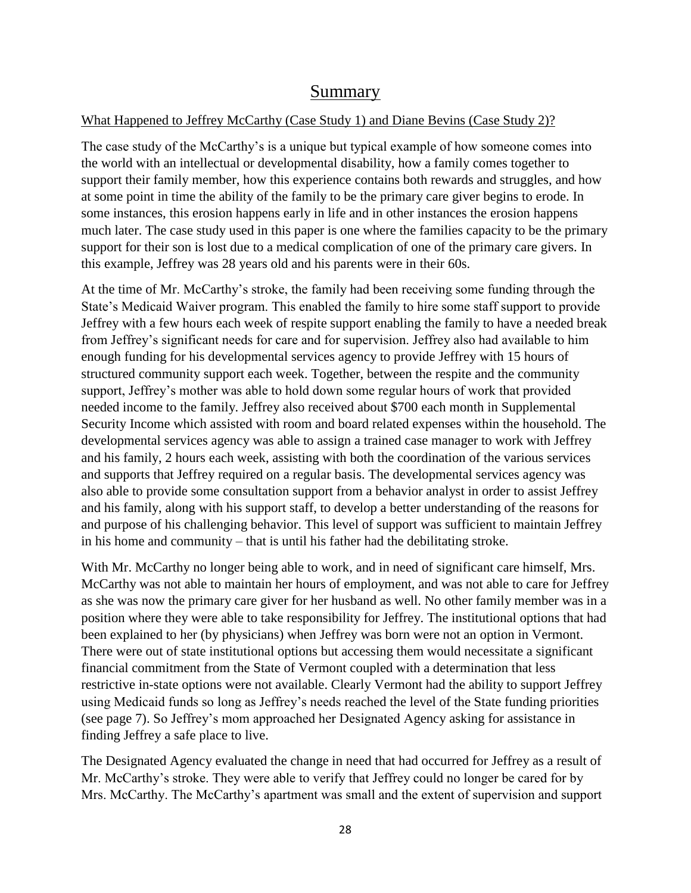# Summary

What Happened to Jeffrey McCarthy (Case Study 1) and Diane Bevins (Case Study 2)?

The case study of the McCarthy's is a unique but typical example of how someone comes into the world with an intellectual or developmental disability, how a family comes together to support their family member, how this experience contains both rewards and struggles, and how at some point in time the ability of the family to be the primary care giver begins to erode. In some instances, this erosion happens early in life and in other instances the erosion happens much later. The case study used in this paper is one where the families capacity to be the primary support for their son is lost due to a medical complication of one of the primary care givers. In this example, Jeffrey was 28 years old and his parents were in their 60s.

At the time of Mr. McCarthy's stroke, the family had been receiving some funding through the State's Medicaid Waiver program. This enabled the family to hire some staff support to provide Jeffrey with a few hours each week of respite support enabling the family to have a needed break from Jeffrey's significant needs for care and for supervision. Jeffrey also had available to him enough funding for his developmental services agency to provide Jeffrey with 15 hours of structured community support each week. Together, between the respite and the community support, Jeffrey's mother was able to hold down some regular hours of work that provided needed income to the family. Jeffrey also received about $700 each month in Supplemental Security Income which assisted with room and board related expenses within the household. The developmental services agency was able to assign a trained case manager to work with Jeffrey and his family, 2 hours each week, assisting with both the coordination of the various services and supports that Jeffrey required on a regular basis. The developmental services agency was also able to provide some consultation support from a behavior analyst in order to assist Jeffrey and his family, along with his support staff, to develop a better understanding of the reasons for and purpose of his challenging behavior. This level of support was sufficient to maintain Jeffrey in his home and community – that is until his father had the debilitating stroke.

With Mr. McCarthy no longer being able to work, and in need of significant care himself, Mrs. McCarthy was not able to maintain her hours of employment, and was not able to care for Jeffrey as she was now the primary care giver for her husband as well. No other family member was in a position where they were able to take responsibility for Jeffrey. The institutional options that had been explained to her (by physicians) when Jeffrey was born were not an option in Vermont. There were out of state institutional options but accessing them would necessitate a significant financial commitment from the State of Vermont coupled with a determination that less restrictive in-state options were not available. Clearly Vermont had the ability to support Jeffrey using Medicaid funds so long as Jeffrey's needs reached the level of the State funding priorities (see page 7). So Jeffrey's mom approached her Designated Agency asking for assistance in finding Jeffrey a safe place to live.

The Designated Agency evaluated the change in need that had occurred for Jeffrey as a result of Mr. McCarthy's stroke. They were able to verify that Jeffrey could no longer be cared for by Mrs. McCarthy. The McCarthy's apartment was small and the extent of supervision and support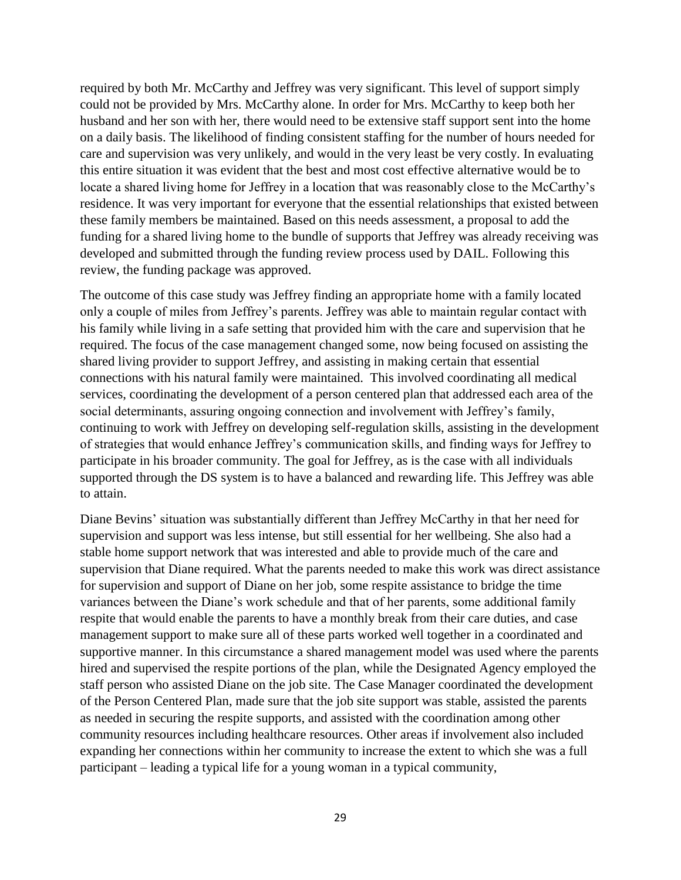required by both Mr. McCarthy and Jeffrey was very significant. This level of support simply could not be provided by Mrs. McCarthy alone. In order for Mrs. McCarthy to keep both her husband and her son with her, there would need to be extensive staff support sent into the home on a daily basis. The likelihood of finding consistent staffing for the number of hours needed for care and supervision was very unlikely, and would in the very least be very costly. In evaluating this entire situation it was evident that the best and most cost effective alternative would be to locate a shared living home for Jeffrey in a location that was reasonably close to the McCarthy's residence. It was very important for everyone that the essential relationships that existed between these family members be maintained. Based on this needs assessment, a proposal to add the funding for a shared living home to the bundle of supports that Jeffrey was already receiving was developed and submitted through the funding review process used by DAIL. Following this review, the funding package was approved.

The outcome of this case study was Jeffrey finding an appropriate home with a family located only a couple of miles from Jeffrey's parents. Jeffrey was able to maintain regular contact with his family while living in a safe setting that provided him with the care and supervision that he required. The focus of the case management changed some, now being focused on assisting the shared living provider to support Jeffrey, and assisting in making certain that essential connections with his natural family were maintained. This involved coordinating all medical services, coordinating the development of a person centered plan that addressed each area of the social determinants, assuring ongoing connection and involvement with Jeffrey's family, continuing to work with Jeffrey on developing self-regulation skills, assisting in the development of strategies that would enhance Jeffrey's communication skills, and finding ways for Jeffrey to participate in his broader community. The goal for Jeffrey, as is the case with all individuals supported through the DS system is to have a balanced and rewarding life. This Jeffrey was able to attain.

Diane Bevins' situation was substantially different than Jeffrey McCarthy in that her need for supervision and support was less intense, but still essential for her wellbeing. She also had a stable home support network that was interested and able to provide much of the care and supervision that Diane required. What the parents needed to make this work was direct assistance for supervision and support of Diane on her job, some respite assistance to bridge the time variances between the Diane's work schedule and that of her parents, some additional family respite that would enable the parents to have a monthly break from their care duties, and case management support to make sure all of these parts worked well together in a coordinated and supportive manner. In this circumstance a shared management model was used where the parents hired and supervised the respite portions of the plan, while the Designated Agency employed the staff person who assisted Diane on the job site. The Case Manager coordinated the development of the Person Centered Plan, made sure that the job site support was stable, assisted the parents as needed in securing the respite supports, and assisted with the coordination among other community resources including healthcare resources. Other areas if involvement also included expanding her connections within her community to increase the extent to which she was a full participant – leading a typical life for a young woman in a typical community,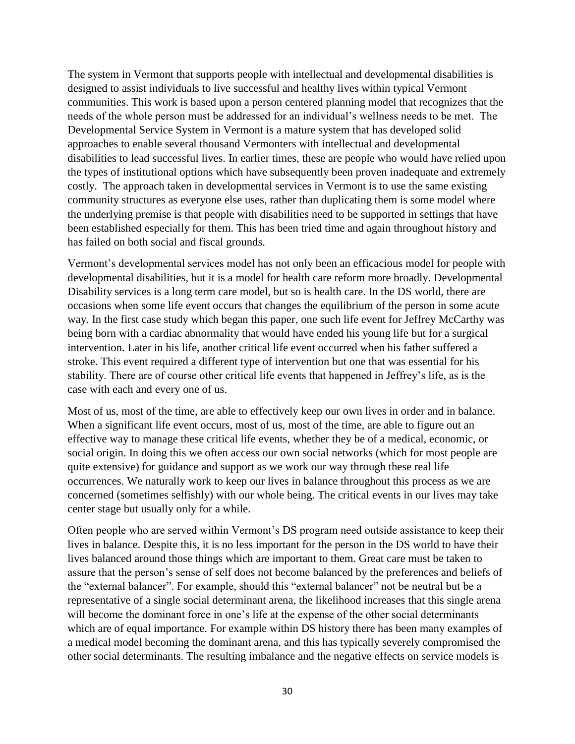The system in Vermont that supports people with intellectual and developmental disabilities is designed to assist individuals to live successful and healthy lives within typical Vermont communities. This work is based upon a person centered planning model that recognizes that the needs of the whole person must be addressed for an individual's wellness needs to be met. The Developmental Service System in Vermont is a mature system that has developed solid approaches to enable several thousand Vermonters with intellectual and developmental disabilities to lead successful lives. In earlier times, these are people who would have relied upon the types of institutional options which have subsequently been proven inadequate and extremely costly. The approach taken in developmental services in Vermont is to use the same existing community structures as everyone else uses, rather than duplicating them is some model where the underlying premise is that people with disabilities need to be supported in settings that have been established especially for them. This has been tried time and again throughout history and has failed on both social and fiscal grounds.

Vermont's developmental services model has not only been an efficacious model for people with developmental disabilities, but it is a model for health care reform more broadly. Developmental Disability services is a long term care model, but so is health care. In the DS world, there are occasions when some life event occurs that changes the equilibrium of the person in some acute way. In the first case study which began this paper, one such life event for Jeffrey McCarthy was being born with a cardiac abnormality that would have ended his young life but for a surgical intervention. Later in his life, another critical life event occurred when his father suffered a stroke. This event required a different type of intervention but one that was essential for his stability. There are of course other critical life events that happened in Jeffrey's life, as is the case with each and every one of us.

Most of us, most of the time, are able to effectively keep our own lives in order and in balance. When a significant life event occurs, most of us, most of the time, are able to figure out an effective way to manage these critical life events, whether they be of a medical, economic, or social origin. In doing this we often access our own social networks (which for most people are quite extensive) for guidance and support as we work our way through these real life occurrences. We naturally work to keep our lives in balance throughout this process as we are concerned (sometimes selfishly) with our whole being. The critical events in our lives may take center stage but usually only for a while.

Often people who are served within Vermont's DS program need outside assistance to keep their lives in balance. Despite this, it is no less important for the person in the DS world to have their lives balanced around those things which are important to them. Great care must be taken to assure that the person's sense of self does not become balanced by the preferences and beliefs of the "external balancer". For example, should this "external balancer" not be neutral but be a representative of a single social determinant arena, the likelihood increases that this single arena will become the dominant force in one's life at the expense of the other social determinants which are of equal importance. For example within DS history there has been many examples of a medical model becoming the dominant arena, and this has typically severely compromised the other social determinants. The resulting imbalance and the negative effects on service models is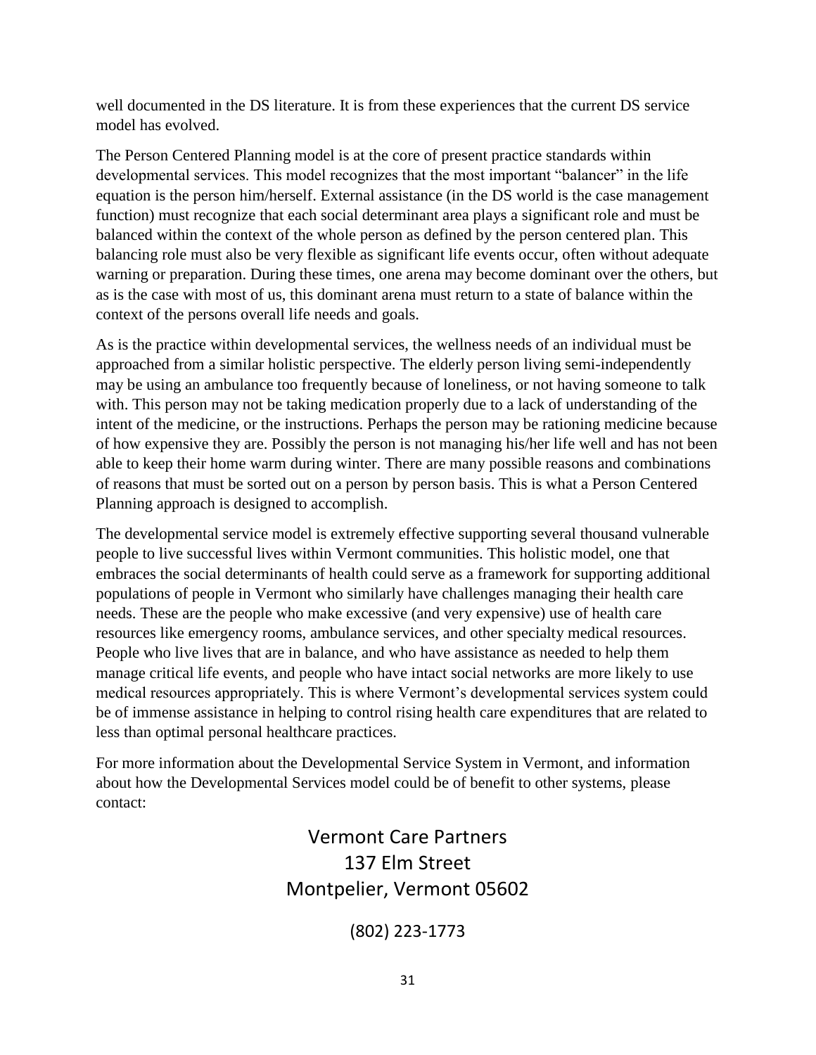well documented in the DS literature. It is from these experiences that the current DS service model has evolved.

The Person Centered Planning model is at the core of present practice standards within developmental services. This model recognizes that the most important "balancer" in the life equation is the person him/herself. External assistance (in the DS world is the case management function) must recognize that each social determinant area plays a significant role and must be balanced within the context of the whole person as defined by the person centered plan. This balancing role must also be very flexible as significant life events occur, often without adequate warning or preparation. During these times, one arena may become dominant over the others, but as is the case with most of us, this dominant arena must return to a state of balance within the context of the persons overall life needs and goals.

As is the practice within developmental services, the wellness needs of an individual must be approached from a similar holistic perspective. The elderly person living semi-independently may be using an ambulance too frequently because of loneliness, or not having someone to talk with. This person may not be taking medication properly due to a lack of understanding of the intent of the medicine, or the instructions. Perhaps the person may be rationing medicine because of how expensive they are. Possibly the person is not managing his/her life well and has not been able to keep their home warm during winter. There are many possible reasons and combinations of reasons that must be sorted out on a person by person basis. This is what a Person Centered Planning approach is designed to accomplish.

The developmental service model is extremely effective supporting several thousand vulnerable people to live successful lives within Vermont communities. This holistic model, one that embraces the social determinants of health could serve as a framework for supporting additional populations of people in Vermont who similarly have challenges managing their health care needs. These are the people who make excessive (and very expensive) use of health care resources like emergency rooms, ambulance services, and other specialty medical resources. People who live lives that are in balance, and who have assistance as needed to help them manage critical life events, and people who have intact social networks are more likely to use medical resources appropriately. This is where Vermont's developmental services system could be of immense assistance in helping to control rising health care expenditures that are related to less than optimal personal healthcare practices.

For more information about the Developmental Service System in Vermont, and information about how the Developmental Services model could be of benefit to other systems, please contact:

Vermont Care Partners
137 Elm Street
Montpelier, Vermont 05602

(802) 223-1773